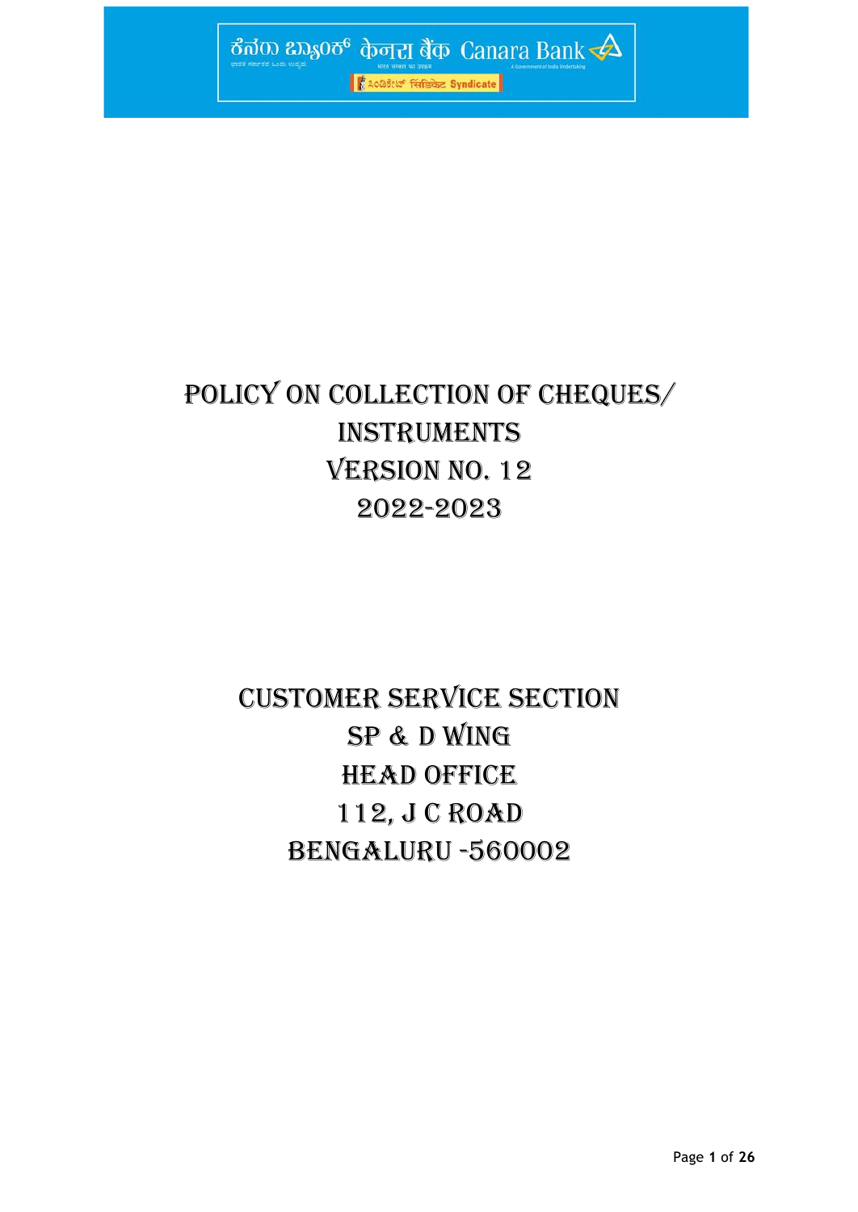ಕೆನರಾ ಬ್ಯಾಂಕ್ केनरा बैंक Canara Bank

सिंडिकेट Syndicate

# POLICY ON COLLECTION OF CHEQUES/ INSTRUMENTS

# VERSION NO. 12

# 2022-2023

## CUSTOMER SERVICE SECTION

## SP & D WING

## HEAD OFFICE

## 112, J C ROAD

## BENGALURU -560002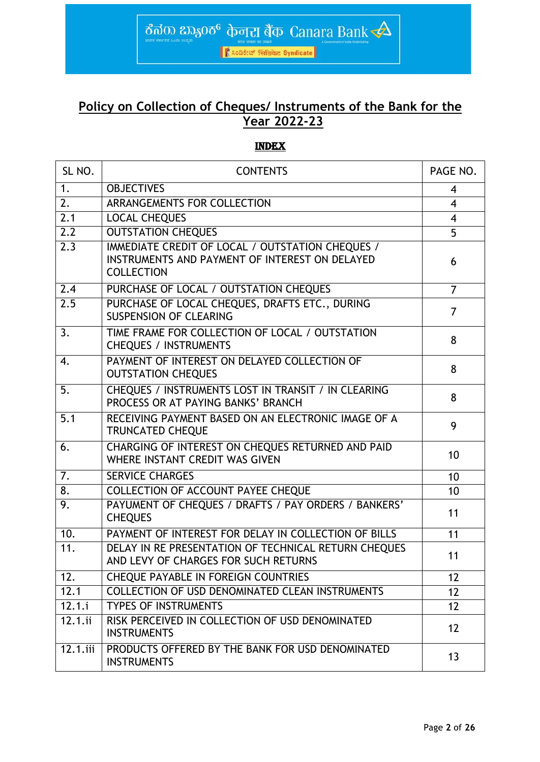## Policy on Collection of Cheques/ Instruments of the Bank for the Year 2022-23

### INDEX

| SL NO. | CONTENTS | PAGE NO. |
|---|---|---|
| 1. | OBJECTIVES | 4 |
| 2. | ARRANGEMENTS FOR COLLECTION | 4 |
| 2.1 | LOCAL CHEQUES | 4 |
| 2.2 | OUTSTATION CHEQUES | 5 |
| 2.3 | IMMEDIATE CREDIT OF LOCAL / OUTSTATION CHEQUES / INSTRUMENTS AND PAYMENT OF INTEREST ON DELAYED COLLECTION | 6 |
| 2.4 | PURCHASE OF LOCAL / OUTSTATION CHEQUES | 7 |
| 2.5 | PURCHASE OF LOCAL CHEQUES, DRAFTS ETC., DURING SUSPENSION OF CLEARING | 7 |
| 3. | TIME FRAME FOR COLLECTION OF LOCAL / OUTSTATION CHEQUES / INSTRUMENTS | 8 |
| 4. | PAYMENT OF INTEREST ON DELAYED COLLECTION OF OUTSTATION CHEQUES | 8 |
| 5. | CHEQUES / INSTRUMENTS LOST IN TRANSIT / IN CLEARING PROCESS OR AT PAYING BANKS' BRANCH | 8 |
| 5.1 | RECEIVING PAYMENT BASED ON AN ELECTRONIC IMAGE OF A TRUNCATED CHEQUE | 9 |
| 6. | CHARGING OF INTEREST ON CHEQUES RETURNED AND PAID WHERE INSTANT CREDIT WAS GIVEN | 10 |
| 7. | SERVICE CHARGES | 10 |
| 8. | COLLECTION OF ACCOUNT PAYEE CHEQUE | 10 |
| 9. | PAYUMENT OF CHEQUES / DRAFTS / PAY ORDERS / BANKERS' CHEQUES | 11 |
| 10. | PAYMENT OF INTEREST FOR DELAY IN COLLECTION OF BILLS | 11 |
| 11. | DELAY IN RE PRESENTATION OF TECHNICAL RETURN CHEQUES AND LEVY OF CHARGES FOR SUCH RETURNS | 11 |
| 12. | CHEQUE PAYABLE IN FOREIGN COUNTRIES | 12 |
| 12.1 | COLLECTION OF USD DENOMINATED CLEAN INSTRUMENTS | 12 |
| 12.1.i | TYPES OF INSTRUMENTS | 12 |
| 12.1.ii | RISK PERCEIVED IN COLLECTION OF USD DENOMINATED INSTRUMENTS | 12 |
| 12.1.iii | PRODUCTS OFFERED BY THE BANK FOR USD DENOMINATED INSTRUMENTS | 13 |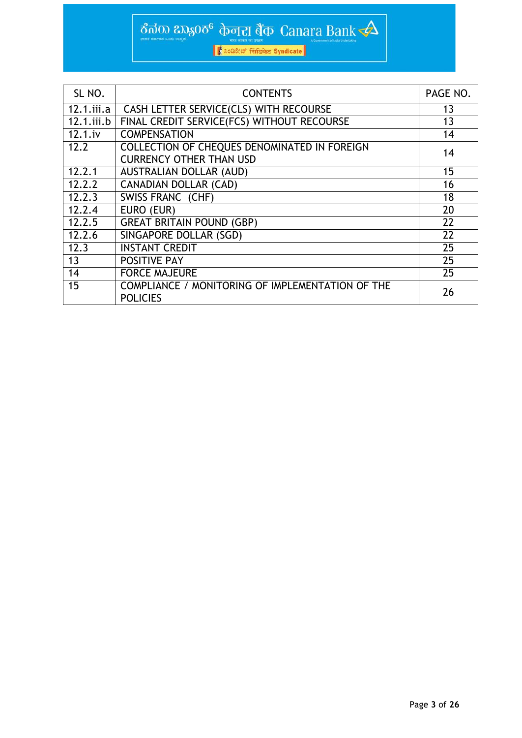| SL NO. | CONTENTS | PAGE NO. |
|---|---|---|
| 12.1.iii.a | CASH LETTER SERVICE(CLS) WITH RECOURSE | 13 |
| 12.1.iii.b | FINAL CREDIT SERVICE(FCS) WITHOUT RECOURSE | 13 |
| 12.1.iv | COMPENSATION | 14 |
| 12.2 | COLLECTION OF CHEQUES DENOMINATED IN FOREIGN CURRENCY OTHER THAN USD | 14 |
| 12.2.1 | AUSTRALIAN DOLLAR (AUD) | 15 |
| 12.2.2 | CANADIAN DOLLAR (CAD) | 16 |
| 12.2.3 | SWISS FRANC (CHF) | 18 |
| 12.2.4 | EURO (EUR) | 20 |
| 12.2.5 | GREAT BRITAIN POUND (GBP) | 22 |
| 12.2.6 | SINGAPORE DOLLAR (SGD) | 22 |
| 12.3 | INSTANT CREDIT | 25 |
| 13 | POSITIVE PAY | 25 |
| 14 | FORCE MAJEURE | 25 |
| 15 | COMPLIANCE / MONITORING OF IMPLEMENTATION OF THE POLICIES | 26 |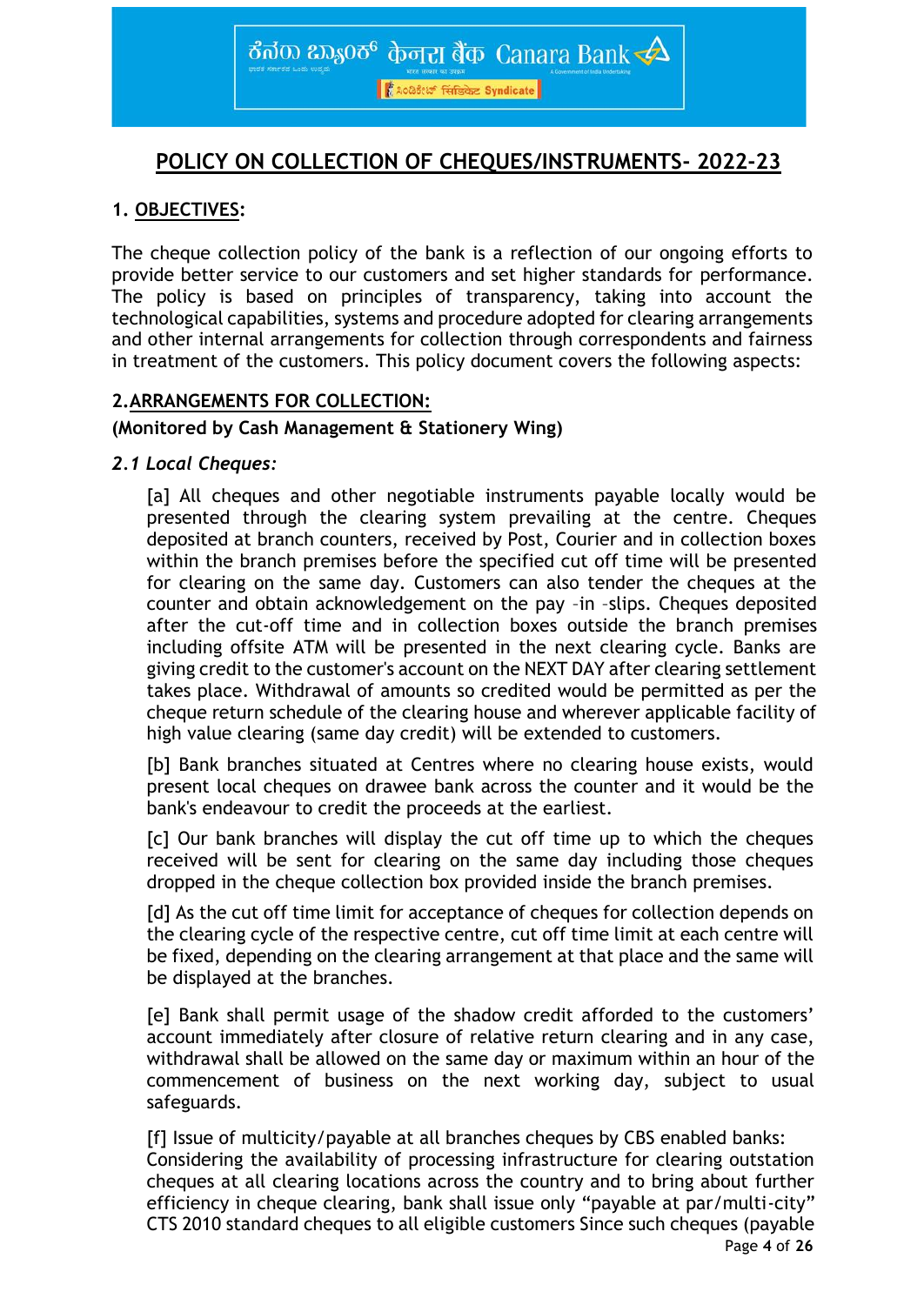# POLICY ON COLLECTION OF CHEQUES/INSTRUMENTS- 2022-23

## 1. OBJECTIVES:

The cheque collection policy of the bank is a reflection of our ongoing efforts to provide better service to our customers and set higher standards for performance. The policy is based on principles of transparency, taking into account the technological capabilities, systems and procedure adopted for clearing arrangements and other internal arrangements for collection through correspondents and fairness in treatment of the customers. This policy document covers the following aspects:

## 2. ARRANGEMENTS FOR COLLECTION:

**(Monitored by Cash Management & Stationery Wing)**

### *2.1 Local Cheques:*

[a] All cheques and other negotiable instruments payable locally would be presented through the clearing system prevailing at the centre. Cheques deposited at branch counters, received by Post, Courier and in collection boxes within the branch premises before the specified cut off time will be presented for clearing on the same day. Customers can also tender the cheques at the counter and obtain acknowledgement on the pay –in –slips. Cheques deposited after the cut-off time and in collection boxes outside the branch premises including offsite ATM will be presented in the next clearing cycle. Banks are giving credit to the customer's account on the NEXT DAY after clearing settlement takes place. Withdrawal of amounts so credited would be permitted as per the cheque return schedule of the clearing house and wherever applicable facility of high value clearing (same day credit) will be extended to customers.

[b] Bank branches situated at Centres where no clearing house exists, would present local cheques on drawee bank across the counter and it would be the bank's endeavour to credit the proceeds at the earliest.

[c] Our bank branches will display the cut off time up to which the cheques received will be sent for clearing on the same day including those cheques dropped in the cheque collection box provided inside the branch premises.

[d] As the cut off time limit for acceptance of cheques for collection depends on the clearing cycle of the respective centre, cut off time limit at each centre will be fixed, depending on the clearing arrangement at that place and the same will be displayed at the branches.

[e] Bank shall permit usage of the shadow credit afforded to the customers' account immediately after closure of relative return clearing and in any case, withdrawal shall be allowed on the same day or maximum within an hour of the commencement of business on the next working day, subject to usual safeguards.

[f] Issue of multicity/payable at all branches cheques by CBS enabled banks: Considering the availability of processing infrastructure for clearing outstation cheques at all clearing locations across the country and to bring about further efficiency in cheque clearing, bank shall issue only "payable at par/multi-city" CTS 2010 standard cheques to all eligible customers Since such cheques (payable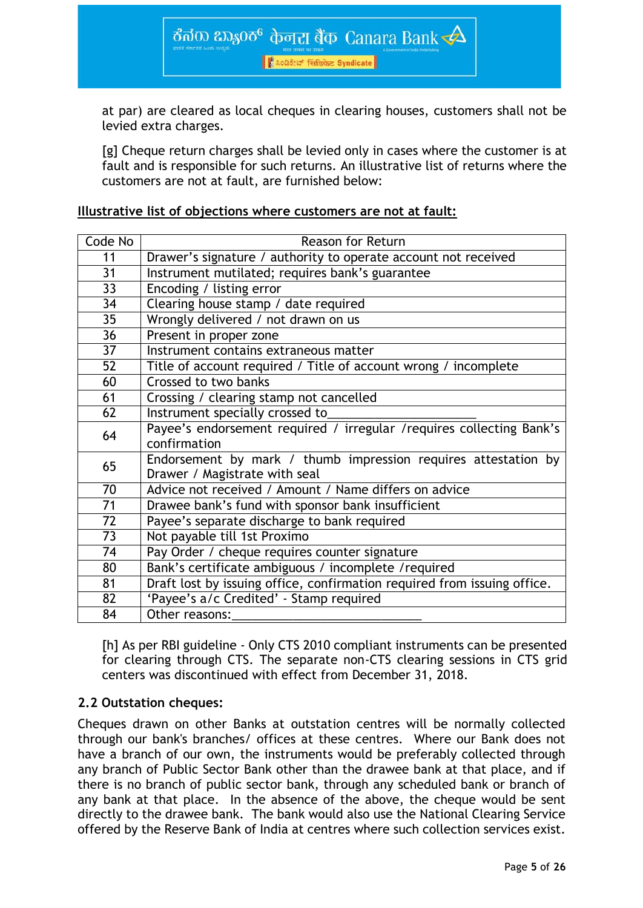at par) are cleared as local cheques in clearing houses, customers shall not be levied extra charges.

[g] Cheque return charges shall be levied only in cases where the customer is at fault and is responsible for such returns. An illustrative list of returns where the customers are not at fault, are furnished below:

**Illustrative list of objections where customers are not at fault:**

| Code No | Reason for Return |
|---|---|
| 11 | Drawer's signature / authority to operate account not received |
| 31 | Instrument mutilated; requires bank's guarantee |
| 33 | Encoding / listing error |
| 34 | Clearing house stamp / date required |
| 35 | Wrongly delivered / not drawn on us |
| 36 | Present in proper zone |
| 37 | Instrument contains extraneous matter |
| 52 | Title of account required / Title of account wrong / incomplete |
| 60 | Crossed to two banks |
| 61 | Crossing / clearing stamp not cancelled |
| 62 | Instrument specially crossed to____________________ |
| 64 | Payee's endorsement required / irregular /requires collecting Bank's confirmation |
| 65 | Endorsement by mark / thumb impression requires attestation by Drawer / Magistrate with seal |
| 70 | Advice not received / Amount / Name differs on advice |
| 71 | Drawee bank's fund with sponsor bank insufficient |
| 72 | Payee's separate discharge to bank required |
| 73 | Not payable till 1st Proximo |
| 74 | Pay Order / cheque requires counter signature |
| 80 | Bank's certificate ambiguous / incomplete /required |
| 81 | Draft lost by issuing office, confirmation required from issuing office. |
| 82 | 'Payee's a/c Credited' - Stamp required |
| 84 | Other reasons:___________________________ |

[h] As per RBI guideline - Only CTS 2010 compliant instruments can be presented for clearing through CTS. The separate non-CTS clearing sessions in CTS grid centers was discontinued with effect from December 31, 2018.

### 2.2 Outstation cheques:

Cheques drawn on other Banks at outstation centres will be normally collected through our bank's branches/ offices at these centres. Where our Bank does not have a branch of our own, the instruments would be preferably collected through any branch of Public Sector Bank other than the drawee bank at that place, and if there is no branch of public sector bank, through any scheduled bank or branch of any bank at that place. In the absence of the above, the cheque would be sent directly to the drawee bank. The bank would also use the National Clearing Service offered by the Reserve Bank of India at centres where such collection services exist.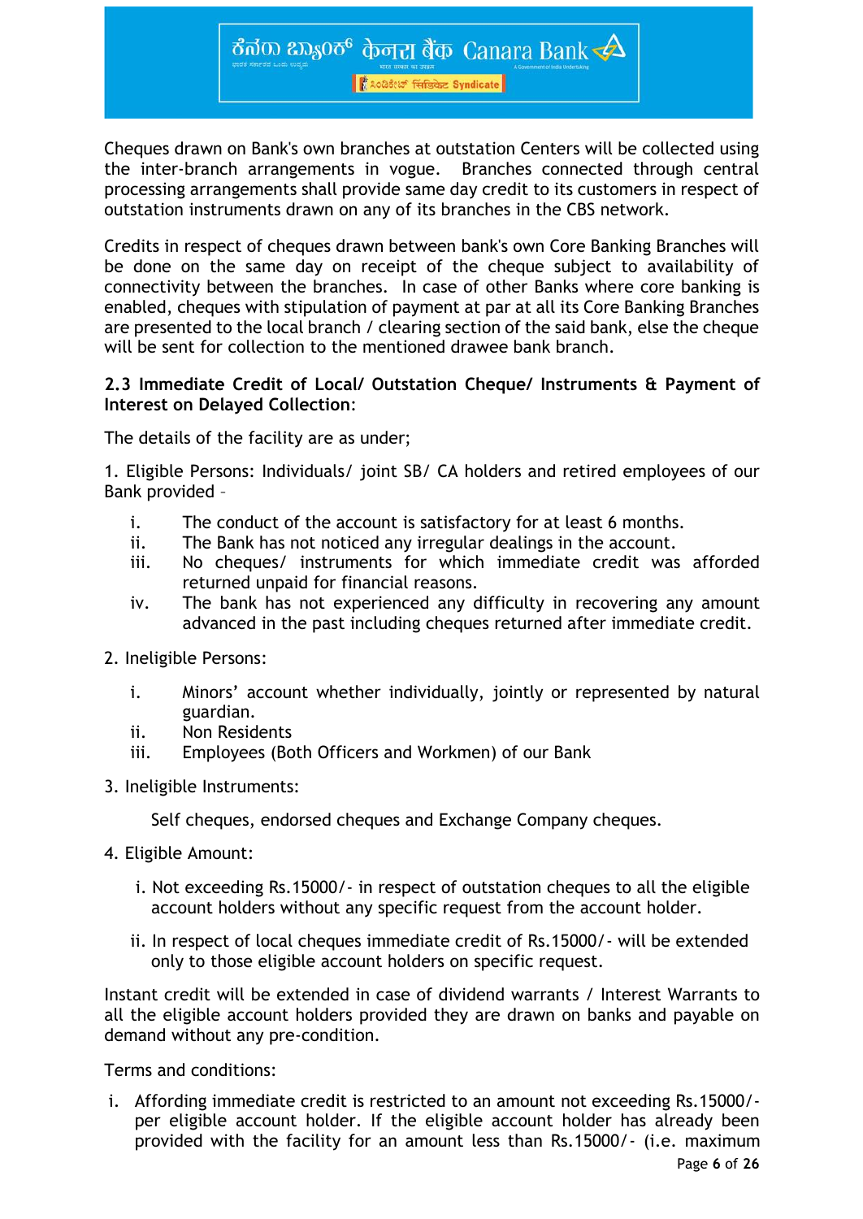Cheques drawn on Bank's own branches at outstation Centers will be collected using the inter-branch arrangements in vogue. Branches connected through central processing arrangements shall provide same day credit to its customers in respect of outstation instruments drawn on any of its branches in the CBS network.

Credits in respect of cheques drawn between bank's own Core Banking Branches will be done on the same day on receipt of the cheque subject to availability of connectivity between the branches. In case of other Banks where core banking is enabled, cheques with stipulation of payment at par at all its Core Banking Branches are presented to the local branch / clearing section of the said bank, else the cheque will be sent for collection to the mentioned drawee bank branch.

**2.3 Immediate Credit of Local/ Outstation Cheque/ Instruments & Payment of Interest on Delayed Collection**:

The details of the facility are as under;

1. Eligible Persons: Individuals/ joint SB/ CA holders and retired employees of our Bank provided –

    i. The conduct of the account is satisfactory for at least 6 months.
    ii. The Bank has not noticed any irregular dealings in the account.
    iii. No cheques/ instruments for which immediate credit was afforded returned unpaid for financial reasons.
    iv. The bank has not experienced any difficulty in recovering any amount advanced in the past including cheques returned after immediate credit.

2. Ineligible Persons:

    i. Minors' account whether individually, jointly or represented by natural guardian.
    ii. Non Residents
    iii. Employees (Both Officers and Workmen) of our Bank

3. Ineligible Instruments:

    Self cheques, endorsed cheques and Exchange Company cheques.

4. Eligible Amount:

    i. Not exceeding Rs.15000/- in respect of outstation cheques to all the eligible account holders without any specific request from the account holder.

    ii. In respect of local cheques immediate credit of Rs.15000/- will be extended only to those eligible account holders on specific request.

Instant credit will be extended in case of dividend warrants / Interest Warrants to all the eligible account holders provided they are drawn on banks and payable on demand without any pre-condition.

Terms and conditions:

i. Affording immediate credit is restricted to an amount not exceeding Rs.15000/- per eligible account holder. If the eligible account holder has already been provided with the facility for an amount less than Rs.15000/- (i.e. maximum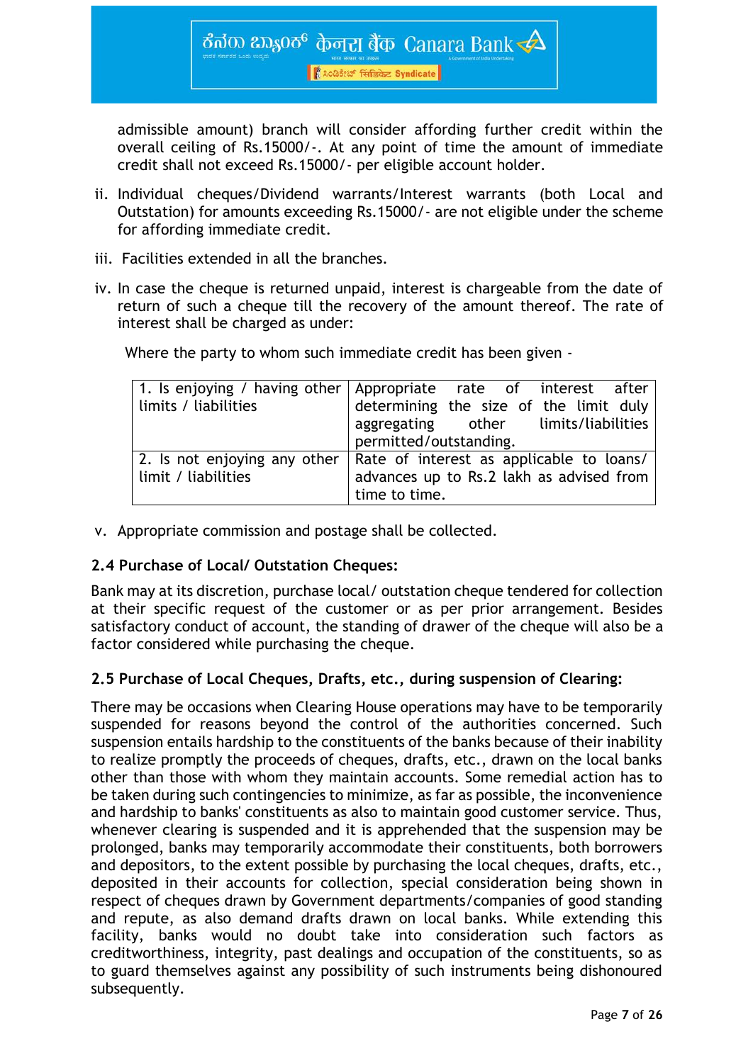admissible amount) branch will consider affording further credit within the overall ceiling of Rs.15000/-. At any point of time the amount of immediate credit shall not exceed Rs.15000/- per eligible account holder.

ii. Individual cheques/Dividend warrants/Interest warrants (both Local and Outstation) for amounts exceeding Rs.15000/- are not eligible under the scheme for affording immediate credit.

iii. Facilities extended in all the branches.

iv. In case the cheque is returned unpaid, interest is chargeable from the date of return of such a cheque till the recovery of the amount thereof. The rate of interest shall be charged as under:

Where the party to whom such immediate credit has been given -

| | |
|---|---|
| 1. Is enjoying / having other limits / liabilities | Appropriate rate of interest after determining the size of the limit duly aggregating other limits/liabilities permitted/outstanding. |
| 2. Is not enjoying any other limit / liabilities | Rate of interest as applicable to loans/ advances up to Rs.2 lakh as advised from time to time. |

v. Appropriate commission and postage shall be collected.

### 2.4 Purchase of Local/ Outstation Cheques:

Bank may at its discretion, purchase local/ outstation cheque tendered for collection at their specific request of the customer or as per prior arrangement. Besides satisfactory conduct of account, the standing of drawer of the cheque will also be a factor considered while purchasing the cheque.

### 2.5 Purchase of Local Cheques, Drafts, etc., during suspension of Clearing:

There may be occasions when Clearing House operations may have to be temporarily suspended for reasons beyond the control of the authorities concerned. Such suspension entails hardship to the constituents of the banks because of their inability to realize promptly the proceeds of cheques, drafts, etc., drawn on the local banks other than those with whom they maintain accounts. Some remedial action has to be taken during such contingencies to minimize, as far as possible, the inconvenience and hardship to banks' constituents as also to maintain good customer service. Thus, whenever clearing is suspended and it is apprehended that the suspension may be prolonged, banks may temporarily accommodate their constituents, both borrowers and depositors, to the extent possible by purchasing the local cheques, drafts, etc., deposited in their accounts for collection, special consideration being shown in respect of cheques drawn by Government departments/companies of good standing and repute, as also demand drafts drawn on local banks. While extending this facility, banks would no doubt take into consideration such factors as creditworthiness, integrity, past dealings and occupation of the constituents, so as to guard themselves against any possibility of such instruments being dishonoured subsequently.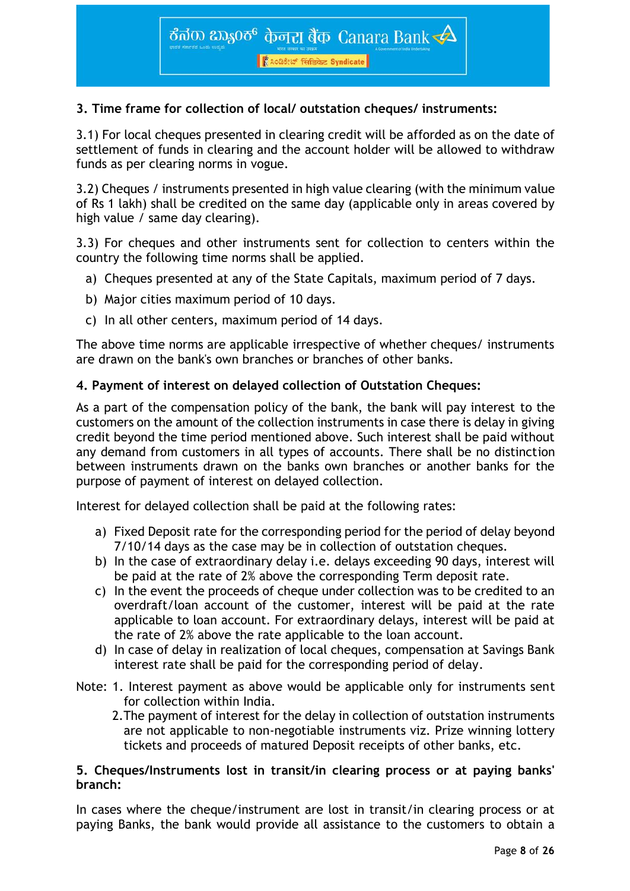### 3. Time frame for collection of local/ outstation cheques/ instruments:

3.1) For local cheques presented in clearing credit will be afforded as on the date of settlement of funds in clearing and the account holder will be allowed to withdraw funds as per clearing norms in vogue.

3.2) Cheques / instruments presented in high value clearing (with the minimum value of Rs 1 lakh) shall be credited on the same day (applicable only in areas covered by high value / same day clearing).

3.3) For cheques and other instruments sent for collection to centers within the country the following time norms shall be applied.

a) Cheques presented at any of the State Capitals, maximum period of 7 days.
b) Major cities maximum period of 10 days.
c) In all other centers, maximum period of 14 days.

The above time norms are applicable irrespective of whether cheques/ instruments are drawn on the bank's own branches or branches of other banks.

### 4. Payment of interest on delayed collection of Outstation Cheques:

As a part of the compensation policy of the bank, the bank will pay interest to the customers on the amount of the collection instruments in case there is delay in giving credit beyond the time period mentioned above. Such interest shall be paid without any demand from customers in all types of accounts. There shall be no distinction between instruments drawn on the banks own branches or another banks for the purpose of payment of interest on delayed collection.

Interest for delayed collection shall be paid at the following rates:

a) Fixed Deposit rate for the corresponding period for the period of delay beyond 7/10/14 days as the case may be in collection of outstation cheques.
b) In the case of extraordinary delay i.e. delays exceeding 90 days, interest will be paid at the rate of 2% above the corresponding Term deposit rate.
c) In the event the proceeds of cheque under collection was to be credited to an overdraft/loan account of the customer, interest will be paid at the rate applicable to loan account. For extraordinary delays, interest will be paid at the rate of 2% above the rate applicable to the loan account.
d) In case of delay in realization of local cheques, compensation at Savings Bank interest rate shall be paid for the corresponding period of delay.

Note: 1. Interest payment as above would be applicable only for instruments sent for collection within India.
2. The payment of interest for the delay in collection of outstation instruments are not applicable to non-negotiable instruments viz. Prize winning lottery tickets and proceeds of matured Deposit receipts of other banks, etc.

### 5. Cheques/Instruments lost in transit/in clearing process or at paying banks' branch:

In cases where the cheque/instrument are lost in transit/in clearing process or at paying Banks, the bank would provide all assistance to the customers to obtain a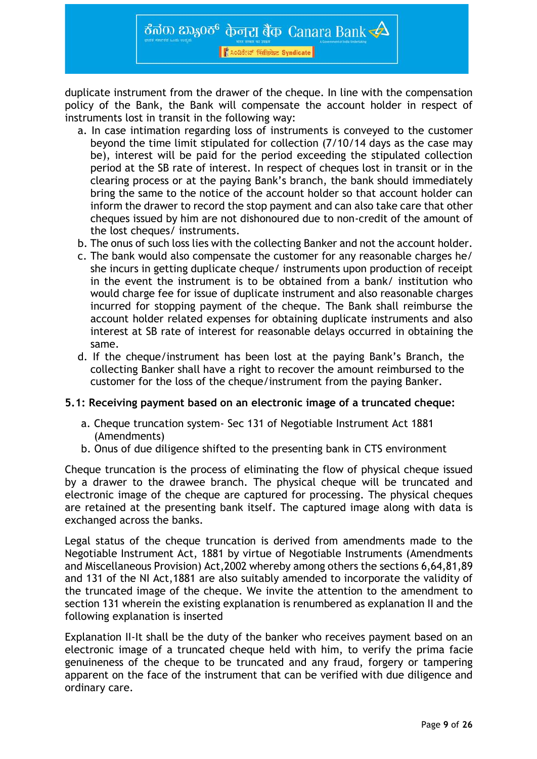duplicate instrument from the drawer of the cheque. In line with the compensation policy of the Bank, the Bank will compensate the account holder in respect of instruments lost in transit in the following way:

a. In case intimation regarding loss of instruments is conveyed to the customer beyond the time limit stipulated for collection (7/10/14 days as the case may be), interest will be paid for the period exceeding the stipulated collection period at the SB rate of interest. In respect of cheques lost in transit or in the clearing process or at the paying Bank's branch, the bank should immediately bring the same to the notice of the account holder so that account holder can inform the drawer to record the stop payment and can also take care that other cheques issued by him are not dishonoured due to non-credit of the amount of the lost cheques/ instruments.
b. The onus of such loss lies with the collecting Banker and not the account holder.
c. The bank would also compensate the customer for any reasonable charges he/ she incurs in getting duplicate cheque/ instruments upon production of receipt in the event the instrument is to be obtained from a bank/ institution who would charge fee for issue of duplicate instrument and also reasonable charges incurred for stopping payment of the cheque. The Bank shall reimburse the account holder related expenses for obtaining duplicate instruments and also interest at SB rate of interest for reasonable delays occurred in obtaining the same.
d. If the cheque/instrument has been lost at the paying Bank's Branch, the collecting Banker shall have a right to recover the amount reimbursed to the customer for the loss of the cheque/instrument from the paying Banker.

### 5.1: Receiving payment based on an electronic image of a truncated cheque:

a. Cheque truncation system- Sec 131 of Negotiable Instrument Act 1881 (Amendments)
b. Onus of due diligence shifted to the presenting bank in CTS environment

Cheque truncation is the process of eliminating the flow of physical cheque issued by a drawer to the drawee branch. The physical cheque will be truncated and electronic image of the cheque are captured for processing. The physical cheques are retained at the presenting bank itself. The captured image along with data is exchanged across the banks.

Legal status of the cheque truncation is derived from amendments made to the Negotiable Instrument Act, 1881 by virtue of Negotiable Instruments (Amendments and Miscellaneous Provision) Act,2002 whereby among others the sections 6,64,81,89 and 131 of the NI Act,1881 are also suitably amended to incorporate the validity of the truncated image of the cheque. We invite the attention to the amendment to section 131 wherein the existing explanation is renumbered as explanation II and the following explanation is inserted

Explanation II-It shall be the duty of the banker who receives payment based on an electronic image of a truncated cheque held with him, to verify the prima facie genuineness of the cheque to be truncated and any fraud, forgery or tampering apparent on the face of the instrument that can be verified with due diligence and ordinary care.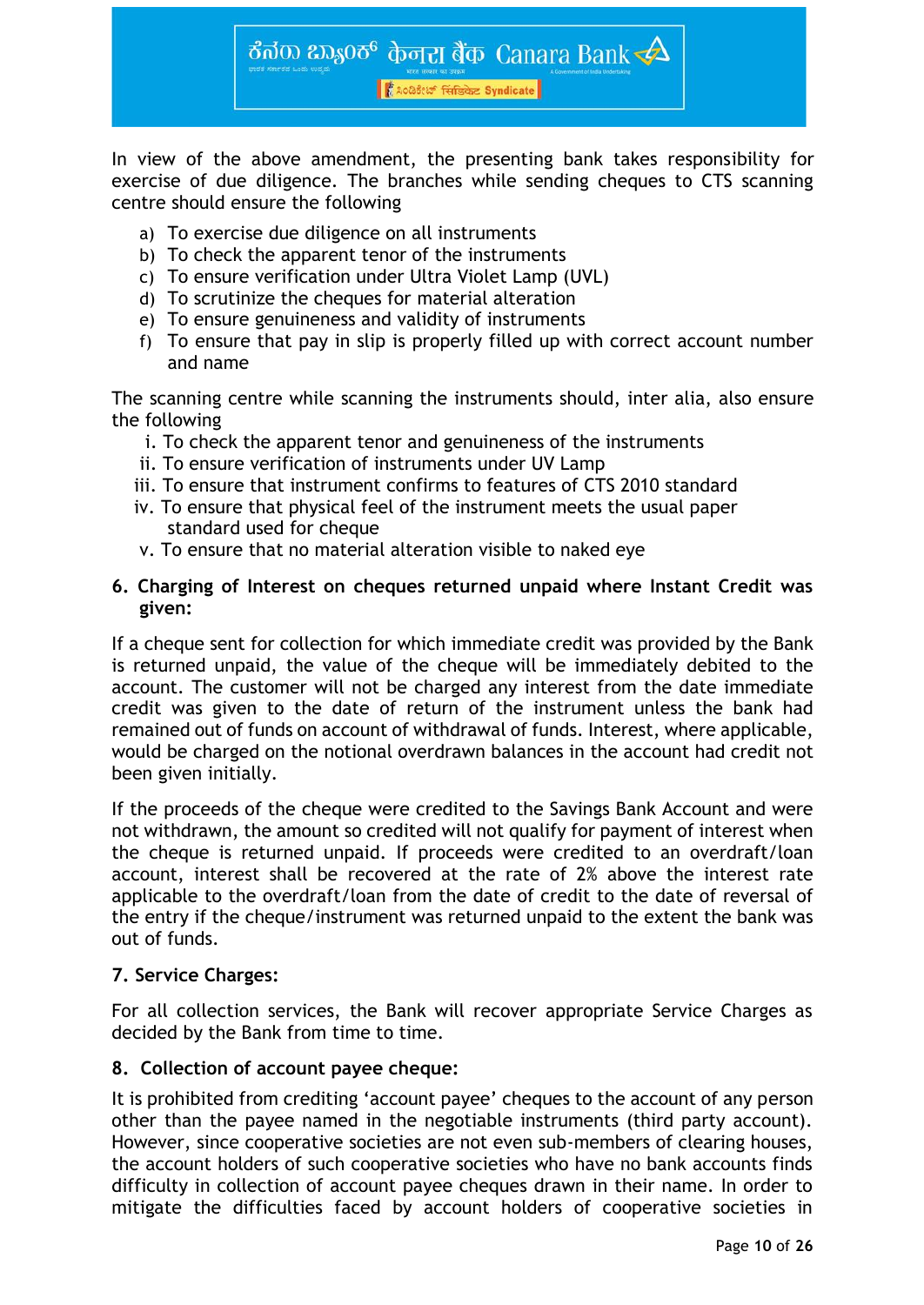In view of the above amendment, the presenting bank takes responsibility for exercise of due diligence. The branches while sending cheques to CTS scanning centre should ensure the following

a) To exercise due diligence on all instruments
b) To check the apparent tenor of the instruments
c) To ensure verification under Ultra Violet Lamp (UVL)
d) To scrutinize the cheques for material alteration
e) To ensure genuineness and validity of instruments
f) To ensure that pay in slip is properly filled up with correct account number and name

The scanning centre while scanning the instruments should, inter alia, also ensure the following

i. To check the apparent tenor and genuineness of the instruments
ii. To ensure verification of instruments under UV Lamp
iii. To ensure that instrument confirms to features of CTS 2010 standard
iv. To ensure that physical feel of the instrument meets the usual paper standard used for cheque
v. To ensure that no material alteration visible to naked eye

**6. Charging of Interest on cheques returned unpaid where Instant Credit was given:**

If a cheque sent for collection for which immediate credit was provided by the Bank is returned unpaid, the value of the cheque will be immediately debited to the account. The customer will not be charged any interest from the date immediate credit was given to the date of return of the instrument unless the bank had remained out of funds on account of withdrawal of funds. Interest, where applicable, would be charged on the notional overdrawn balances in the account had credit not been given initially.

If the proceeds of the cheque were credited to the Savings Bank Account and were not withdrawn, the amount so credited will not qualify for payment of interest when the cheque is returned unpaid. If proceeds were credited to an overdraft/loan account, interest shall be recovered at the rate of 2% above the interest rate applicable to the overdraft/loan from the date of credit to the date of reversal of the entry if the cheque/instrument was returned unpaid to the extent the bank was out of funds.

**7. Service Charges:**

For all collection services, the Bank will recover appropriate Service Charges as decided by the Bank from time to time.

**8. Collection of account payee cheque:**

It is prohibited from crediting 'account payee' cheques to the account of any person other than the payee named in the negotiable instruments (third party account). However, since cooperative societies are not even sub-members of clearing houses, the account holders of such cooperative societies who have no bank accounts finds difficulty in collection of account payee cheques drawn in their name. In order to mitigate the difficulties faced by account holders of cooperative societies in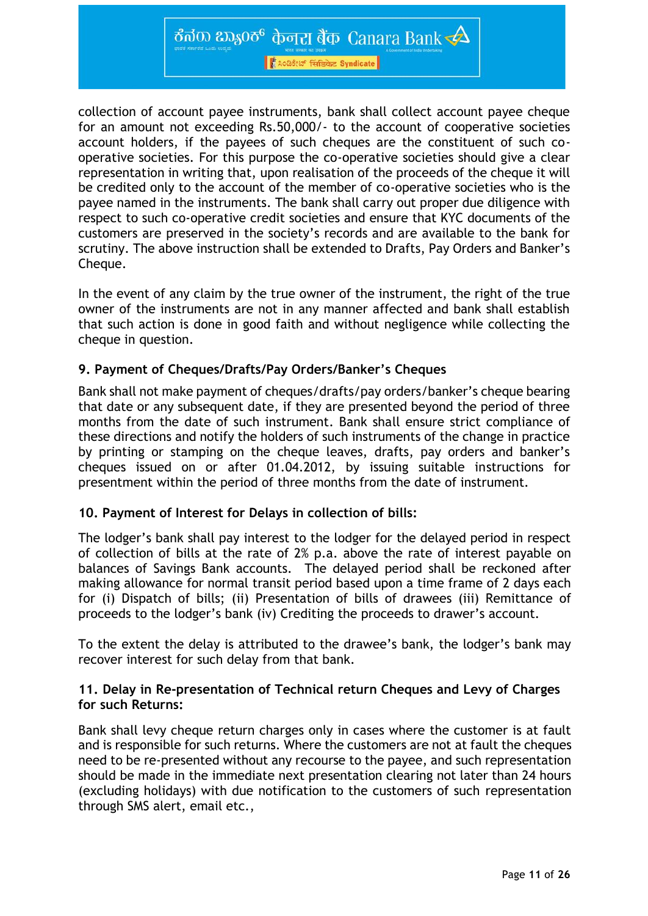collection of account payee instruments, bank shall collect account payee cheque for an amount not exceeding Rs.50,000/- to the account of cooperative societies account holders, if the payees of such cheques are the constituent of such co-operative societies. For this purpose the co-operative societies should give a clear representation in writing that, upon realisation of the proceeds of the cheque it will be credited only to the account of the member of co-operative societies who is the payee named in the instruments. The bank shall carry out proper due diligence with respect to such co-operative credit societies and ensure that KYC documents of the customers are preserved in the society's records and are available to the bank for scrutiny. The above instruction shall be extended to Drafts, Pay Orders and Banker's Cheque.

In the event of any claim by the true owner of the instrument, the right of the true owner of the instruments are not in any manner affected and bank shall establish that such action is done in good faith and without negligence while collecting the cheque in question.

### 9. Payment of Cheques/Drafts/Pay Orders/Banker's Cheques

Bank shall not make payment of cheques/drafts/pay orders/banker's cheque bearing that date or any subsequent date, if they are presented beyond the period of three months from the date of such instrument. Bank shall ensure strict compliance of these directions and notify the holders of such instruments of the change in practice by printing or stamping on the cheque leaves, drafts, pay orders and banker's cheques issued on or after 01.04.2012, by issuing suitable instructions for presentment within the period of three months from the date of instrument.

### 10. Payment of Interest for Delays in collection of bills:

The lodger's bank shall pay interest to the lodger for the delayed period in respect of collection of bills at the rate of 2% p.a. above the rate of interest payable on balances of Savings Bank accounts. The delayed period shall be reckoned after making allowance for normal transit period based upon a time frame of 2 days each for (i) Dispatch of bills; (ii) Presentation of bills of drawees (iii) Remittance of proceeds to the lodger's bank (iv) Crediting the proceeds to drawer's account.

To the extent the delay is attributed to the drawee's bank, the lodger's bank may recover interest for such delay from that bank.

### 11. Delay in Re-presentation of Technical return Cheques and Levy of Charges for such Returns:

Bank shall levy cheque return charges only in cases where the customer is at fault and is responsible for such returns. Where the customers are not at fault the cheques need to be re-presented without any recourse to the payee, and such representation should be made in the immediate next presentation clearing not later than 24 hours (excluding holidays) with due notification to the customers of such representation through SMS alert, email etc.,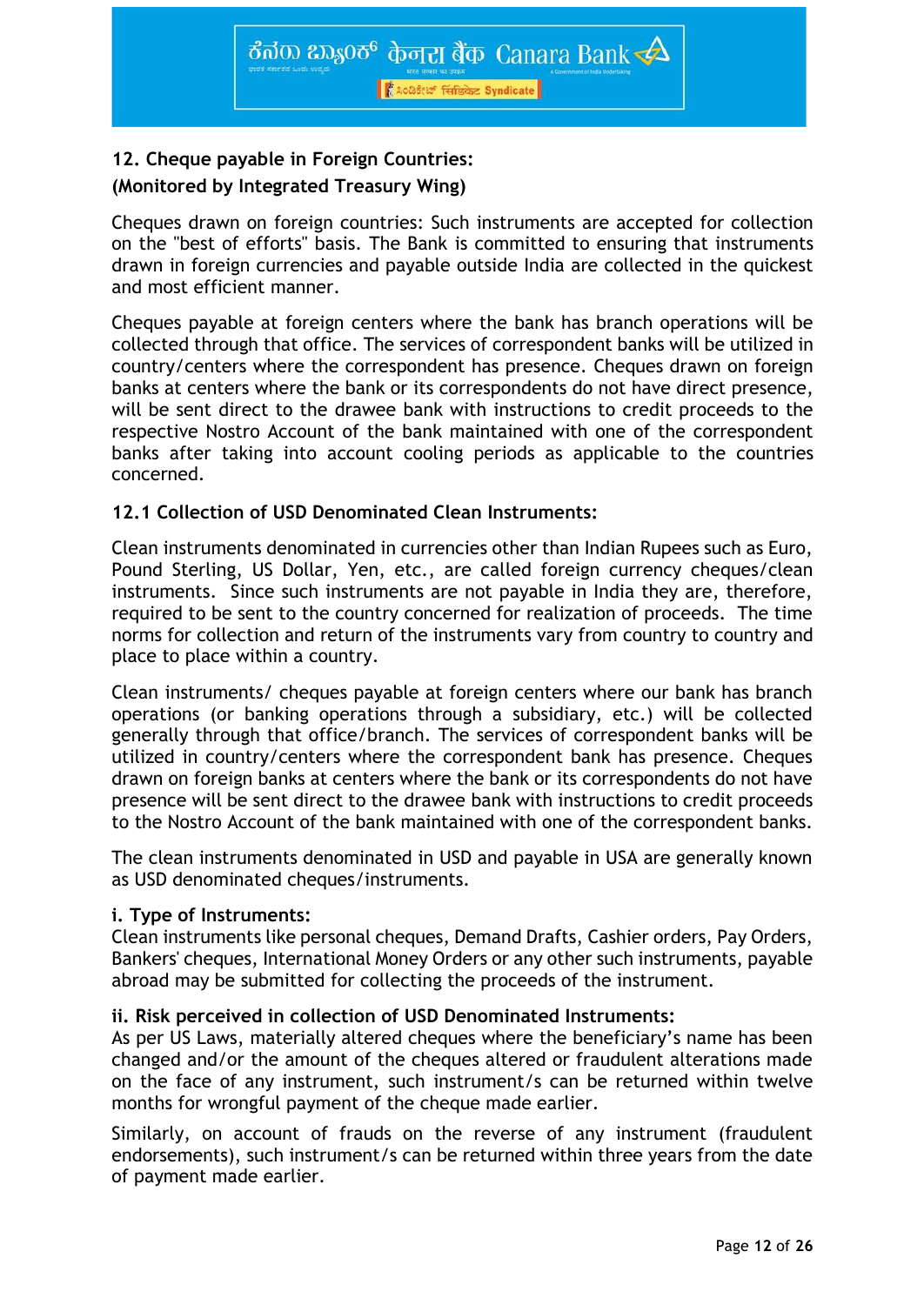## 12. Cheque payable in Foreign Countries:

### (Monitored by Integrated Treasury Wing)

Cheques drawn on foreign countries: Such instruments are accepted for collection on the "best of efforts" basis. The Bank is committed to ensuring that instruments drawn in foreign currencies and payable outside India are collected in the quickest and most efficient manner.

Cheques payable at foreign centers where the bank has branch operations will be collected through that office. The services of correspondent banks will be utilized in country/centers where the correspondent has presence. Cheques drawn on foreign banks at centers where the bank or its correspondents do not have direct presence, will be sent direct to the drawee bank with instructions to credit proceeds to the respective Nostro Account of the bank maintained with one of the correspondent banks after taking into account cooling periods as applicable to the countries concerned.

### 12.1 Collection of USD Denominated Clean Instruments:

Clean instruments denominated in currencies other than Indian Rupees such as Euro, Pound Sterling, US Dollar, Yen, etc., are called foreign currency cheques/clean instruments. Since such instruments are not payable in India they are, therefore, required to be sent to the country concerned for realization of proceeds. The time norms for collection and return of the instruments vary from country to country and place to place within a country.

Clean instruments/ cheques payable at foreign centers where our bank has branch operations (or banking operations through a subsidiary, etc.) will be collected generally through that office/branch. The services of correspondent banks will be utilized in country/centers where the correspondent bank has presence. Cheques drawn on foreign banks at centers where the bank or its correspondents do not have presence will be sent direct to the drawee bank with instructions to credit proceeds to the Nostro Account of the bank maintained with one of the correspondent banks.

The clean instruments denominated in USD and payable in USA are generally known as USD denominated cheques/instruments.

**i. Type of Instruments:**

Clean instruments like personal cheques, Demand Drafts, Cashier orders, Pay Orders, Bankers' cheques, International Money Orders or any other such instruments, payable abroad may be submitted for collecting the proceeds of the instrument.

**ii. Risk perceived in collection of USD Denominated Instruments:**

As per US Laws, materially altered cheques where the beneficiary's name has been changed and/or the amount of the cheques altered or fraudulent alterations made on the face of any instrument, such instrument/s can be returned within twelve months for wrongful payment of the cheque made earlier.

Similarly, on account of frauds on the reverse of any instrument (fraudulent endorsements), such instrument/s can be returned within three years from the date of payment made earlier.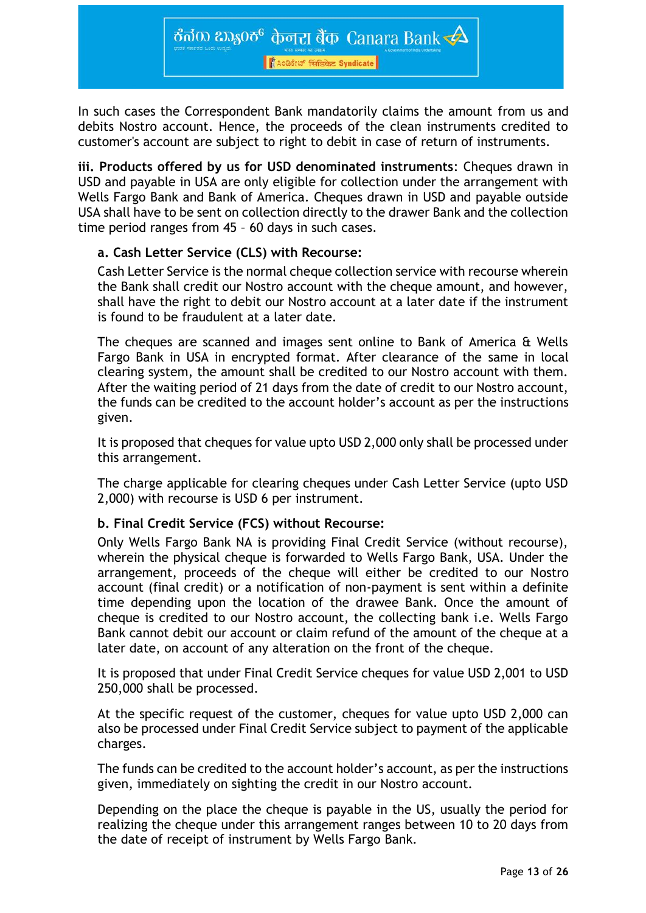In such cases the Correspondent Bank mandatorily claims the amount from us and debits Nostro account. Hence, the proceeds of the clean instruments credited to customer's account are subject to right to debit in case of return of instruments.

**iii. Products offered by us for USD denominated instruments**: Cheques drawn in USD and payable in USA are only eligible for collection under the arrangement with Wells Fargo Bank and Bank of America. Cheques drawn in USD and payable outside USA shall have to be sent on collection directly to the drawer Bank and the collection time period ranges from 45 – 60 days in such cases.

**a. Cash Letter Service (CLS) with Recourse:**

Cash Letter Service is the normal cheque collection service with recourse wherein the Bank shall credit our Nostro account with the cheque amount, and however, shall have the right to debit our Nostro account at a later date if the instrument is found to be fraudulent at a later date.

The cheques are scanned and images sent online to Bank of America & Wells Fargo Bank in USA in encrypted format. After clearance of the same in local clearing system, the amount shall be credited to our Nostro account with them. After the waiting period of 21 days from the date of credit to our Nostro account, the funds can be credited to the account holder's account as per the instructions given.

It is proposed that cheques for value upto USD 2,000 only shall be processed under this arrangement.

The charge applicable for clearing cheques under Cash Letter Service (upto USD 2,000) with recourse is USD 6 per instrument.

**b. Final Credit Service (FCS) without Recourse:**

Only Wells Fargo Bank NA is providing Final Credit Service (without recourse), wherein the physical cheque is forwarded to Wells Fargo Bank, USA. Under the arrangement, proceeds of the cheque will either be credited to our Nostro account (final credit) or a notification of non-payment is sent within a definite time depending upon the location of the drawee Bank. Once the amount of cheque is credited to our Nostro account, the collecting bank i.e. Wells Fargo Bank cannot debit our account or claim refund of the amount of the cheque at a later date, on account of any alteration on the front of the cheque.

It is proposed that under Final Credit Service cheques for value USD 2,001 to USD 250,000 shall be processed.

At the specific request of the customer, cheques for value upto USD 2,000 can also be processed under Final Credit Service subject to payment of the applicable charges.

The funds can be credited to the account holder's account, as per the instructions given, immediately on sighting the credit in our Nostro account.

Depending on the place the cheque is payable in the US, usually the period for realizing the cheque under this arrangement ranges between 10 to 20 days from the date of receipt of instrument by Wells Fargo Bank.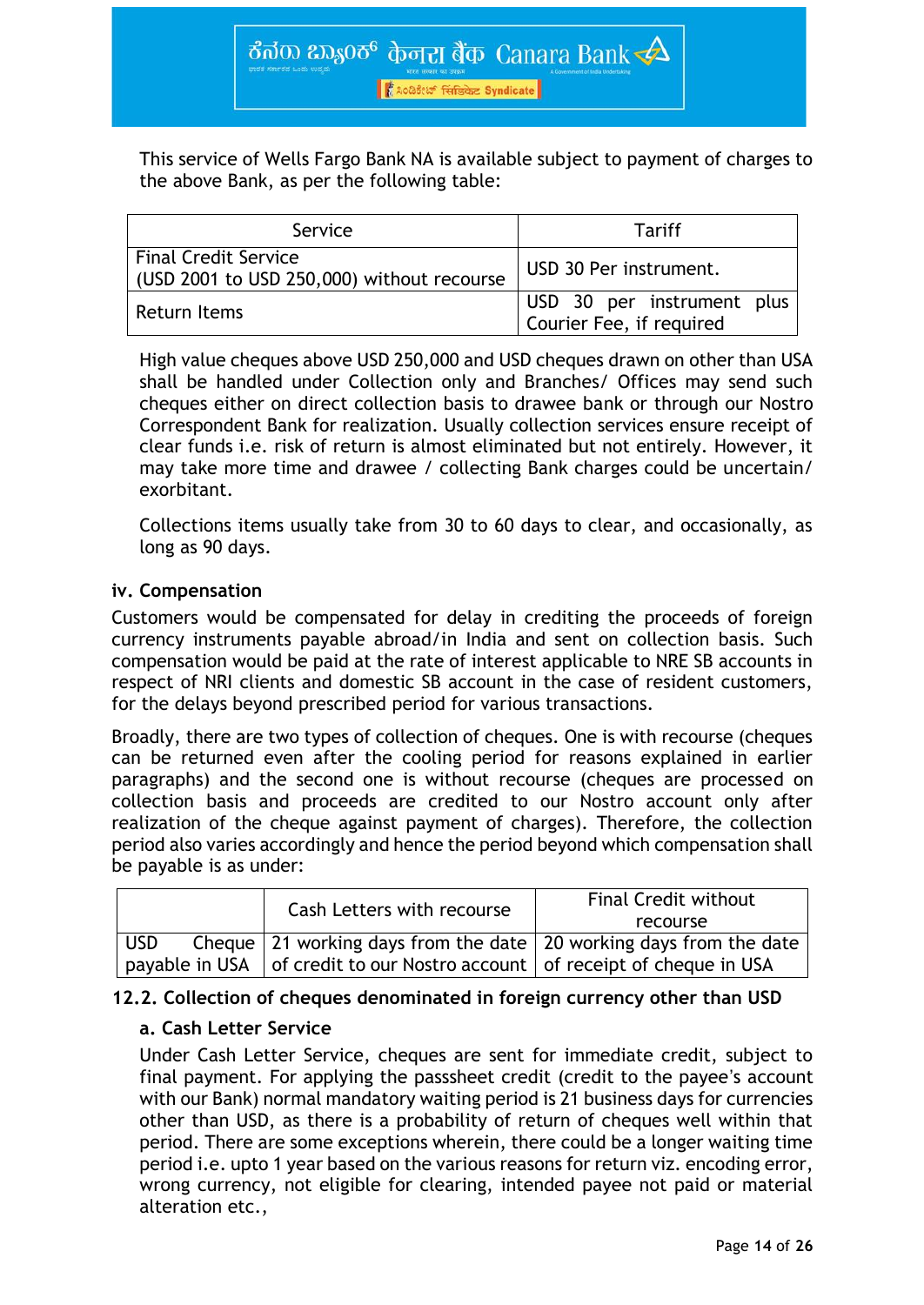This service of Wells Fargo Bank NA is available subject to payment of charges to the above Bank, as per the following table:

| Service | Tariff |
|---|---|
| Final Credit Service (USD 2001 to USD 250,000) without recourse | USD 30 Per instrument. |
| Return Items | USD 30 per instrument plus Courier Fee, if required |

High value cheques above USD 250,000 and USD cheques drawn on other than USA shall be handled under Collection only and Branches/ Offices may send such cheques either on direct collection basis to drawee bank or through our Nostro Correspondent Bank for realization. Usually collection services ensure receipt of clear funds i.e. risk of return is almost eliminated but not entirely. However, it may take more time and drawee / collecting Bank charges could be uncertain/ exorbitant.

Collections items usually take from 30 to 60 days to clear, and occasionally, as long as 90 days.

### iv. Compensation

Customers would be compensated for delay in crediting the proceeds of foreign currency instruments payable abroad/in India and sent on collection basis. Such compensation would be paid at the rate of interest applicable to NRE SB accounts in respect of NRI clients and domestic SB account in the case of resident customers, for the delays beyond prescribed period for various transactions.

Broadly, there are two types of collection of cheques. One is with recourse (cheques can be returned even after the cooling period for reasons explained in earlier paragraphs) and the second one is without recourse (cheques are processed on collection basis and proceeds are credited to our Nostro account only after realization of the cheque against payment of charges). Therefore, the collection period also varies accordingly and hence the period beyond which compensation shall be payable is as under:

| | Cash Letters with recourse | Final Credit without recourse |
|---|---|---|
| USD Cheque payable in USA | 21 working days from the date of credit to our Nostro account | 20 working days from the date of receipt of cheque in USA |

## 12.2. Collection of cheques denominated in foreign currency other than USD

### a. Cash Letter Service

Under Cash Letter Service, cheques are sent for immediate credit, subject to final payment. For applying the passsheet credit (credit to the payee's account with our Bank) normal mandatory waiting period is 21 business days for currencies other than USD, as there is a probability of return of cheques well within that period. There are some exceptions wherein, there could be a longer waiting time period i.e. upto 1 year based on the various reasons for return viz. encoding error, wrong currency, not eligible for clearing, intended payee not paid or material alteration etc.,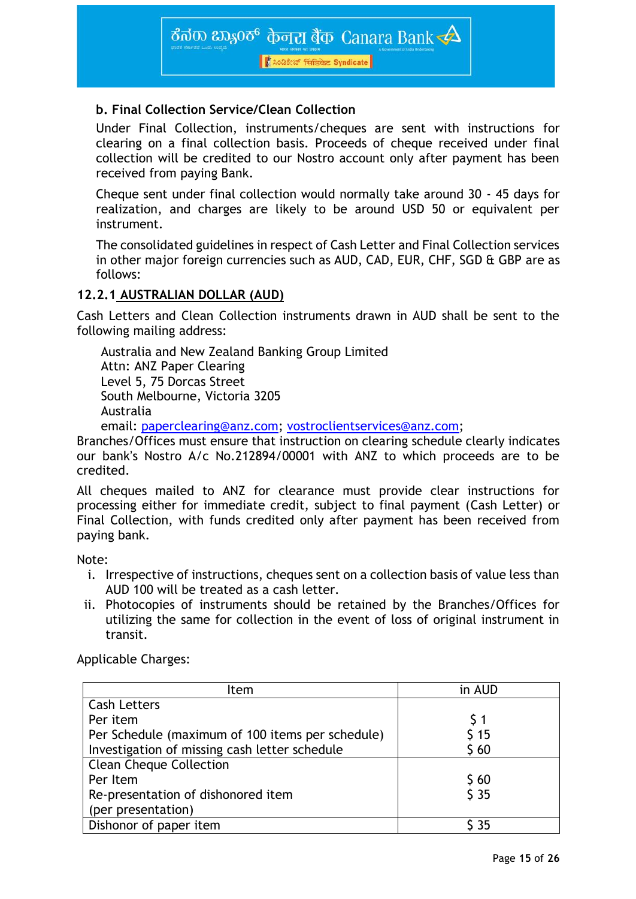**b. Final Collection Service/Clean Collection**

Under Final Collection, instruments/cheques are sent with instructions for clearing on a final collection basis. Proceeds of cheque received under final collection will be credited to our Nostro account only after payment has been received from paying Bank.

Cheque sent under final collection would normally take around 30 - 45 days for realization, and charges are likely to be around USD 50 or equivalent per instrument.

The consolidated guidelines in respect of Cash Letter and Final Collection services in other major foreign currencies such as AUD, CAD, EUR, CHF, SGD & GBP are as follows:

### 12.2.1 AUSTRALIAN DOLLAR (AUD)

Cash Letters and Clean Collection instruments drawn in AUD shall be sent to the following mailing address:

Australia and New Zealand Banking Group Limited
Attn: ANZ Paper Clearing
Level 5, 75 Dorcas Street
South Melbourne, Victoria 3205
Australia
email: paperclearing@anz.com; vostroclientservices@anz.com;

Branches/Offices must ensure that instruction on clearing schedule clearly indicates our bank's Nostro A/c No.212894/00001 with ANZ to which proceeds are to be credited.

All cheques mailed to ANZ for clearance must provide clear instructions for processing either for immediate credit, subject to final payment (Cash Letter) or Final Collection, with funds credited only after payment has been received from paying bank.

Note:

i. Irrespective of instructions, cheques sent on a collection basis of value less than AUD 100 will be treated as a cash letter.
ii. Photocopies of instruments should be retained by the Branches/Offices for utilizing the same for collection in the event of loss of original instrument in transit.

Applicable Charges:

| Item | in AUD |
|---|---|
| Cash Letters | |
| Per item | $ 1 |
| Per Schedule (maximum of 100 items per schedule) | $ 15 |
| Investigation of missing cash letter schedule | $ 60 |
| Clean Cheque Collection | |
| Per Item | $ 60 |
| Re-presentation of dishonored item (per presentation) | $ 35 |
| Dishonor of paper item | $ 35 |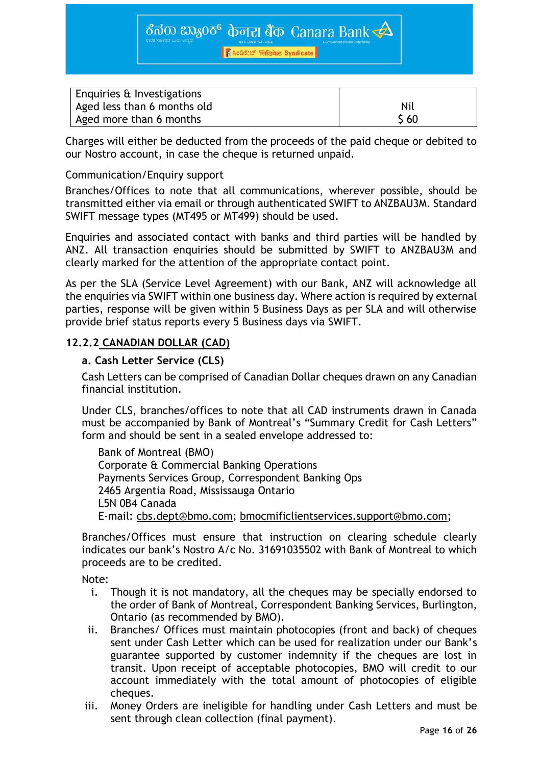| Enquiries & Investigations | |
|---|---|
| Aged less than 6 months old | Nil |
| Aged more than 6 months | $ 60 |

Charges will either be deducted from the proceeds of the paid cheque or debited to our Nostro account, in case the cheque is returned unpaid.

Communication/Enquiry support

Branches/Offices to note that all communications, wherever possible, should be transmitted either via email or through authenticated SWIFT to ANZBAU3M. Standard SWIFT message types (MT495 or MT499) should be used.

Enquiries and associated contact with banks and third parties will be handled by ANZ. All transaction enquiries should be submitted by SWIFT to ANZBAU3M and clearly marked for the attention of the appropriate contact point.

As per the SLA (Service Level Agreement) with our Bank, ANZ will acknowledge all the enquiries via SWIFT within one business day. Where action is required by external parties, response will be given within 5 Business Days as per SLA and will otherwise provide brief status reports every 5 Business days via SWIFT.

### 12.2.2 CANADIAN DOLLAR (CAD)

**a. Cash Letter Service (CLS)**

Cash Letters can be comprised of Canadian Dollar cheques drawn on any Canadian financial institution.

Under CLS, branches/offices to note that all CAD instruments drawn in Canada must be accompanied by Bank of Montreal's "Summary Credit for Cash Letters" form and should be sent in a sealed envelope addressed to:

Bank of Montreal (BMO)
Corporate & Commercial Banking Operations
Payments Services Group, Correspondent Banking Ops
2465 Argentia Road, Mississauga Ontario
L5N 0B4 Canada
E-mail: cbs.dept@bmo.com; bmocmificlientservices.support@bmo.com;

Branches/Offices must ensure that instruction on clearing schedule clearly indicates our bank's Nostro A/c No. 31691035502 with Bank of Montreal to which proceeds are to be credited.

Note:

i. Though it is not mandatory, all the cheques may be specially endorsed to the order of Bank of Montreal, Correspondent Banking Services, Burlington, Ontario (as recommended by BMO).

ii. Branches/ Offices must maintain photocopies (front and back) of cheques sent under Cash Letter which can be used for realization under our Bank's guarantee supported by customer indemnity if the cheques are lost in transit. Upon receipt of acceptable photocopies, BMO will credit to our account immediately with the total amount of photocopies of eligible cheques.

iii. Money Orders are ineligible for handling under Cash Letters and must be sent through clean collection (final payment).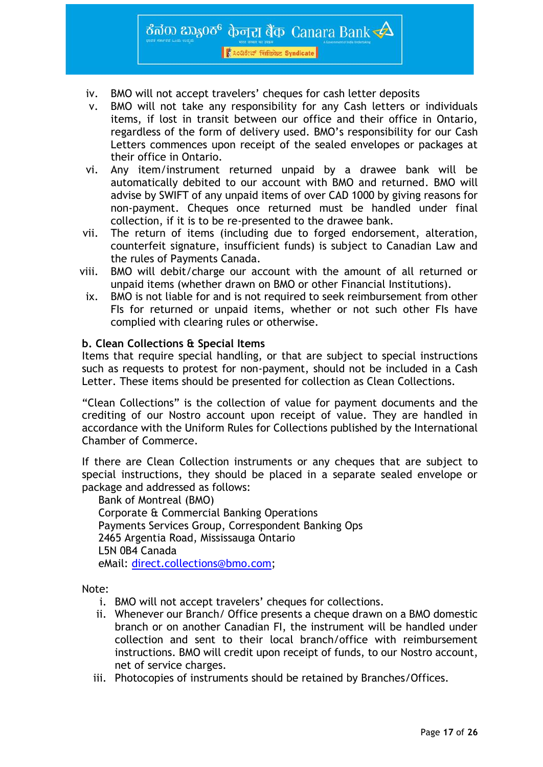iv. BMO will not accept travelers' cheques for cash letter deposits
v. BMO will not take any responsibility for any Cash letters or individuals items, if lost in transit between our office and their office in Ontario, regardless of the form of delivery used. BMO's responsibility for our Cash Letters commences upon receipt of the sealed envelopes or packages at their office in Ontario.
vi. Any item/instrument returned unpaid by a drawee bank will be automatically debited to our account with BMO and returned. BMO will advise by SWIFT of any unpaid items of over CAD 1000 by giving reasons for non-payment. Cheques once returned must be handled under final collection, if it is to be re-presented to the drawee bank.
vii. The return of items (including due to forged endorsement, alteration, counterfeit signature, insufficient funds) is subject to Canadian Law and the rules of Payments Canada.
viii. BMO will debit/charge our account with the amount of all returned or unpaid items (whether drawn on BMO or other Financial Institutions).
ix. BMO is not liable for and is not required to seek reimbursement from other FIs for returned or unpaid items, whether or not such other FIs have complied with clearing rules or otherwise.

**b. Clean Collections & Special Items**

Items that require special handling, or that are subject to special instructions such as requests to protest for non-payment, should not be included in a Cash Letter. These items should be presented for collection as Clean Collections.

"Clean Collections" is the collection of value for payment documents and the crediting of our Nostro account upon receipt of value. They are handled in accordance with the Uniform Rules for Collections published by the International Chamber of Commerce.

If there are Clean Collection instruments or any cheques that are subject to special instructions, they should be placed in a separate sealed envelope or package and addressed as follows:

Bank of Montreal (BMO)
Corporate & Commercial Banking Operations
Payments Services Group, Correspondent Banking Ops
2465 Argentia Road, Mississauga Ontario
L5N 0B4 Canada
eMail: direct.collections@bmo.com;

Note:

i. BMO will not accept travelers' cheques for collections.
ii. Whenever our Branch/ Office presents a cheque drawn on a BMO domestic branch or on another Canadian FI, the instrument will be handled under collection and sent to their local branch/office with reimbursement instructions. BMO will credit upon receipt of funds, to our Nostro account, net of service charges.
iii. Photocopies of instruments should be retained by Branches/Offices.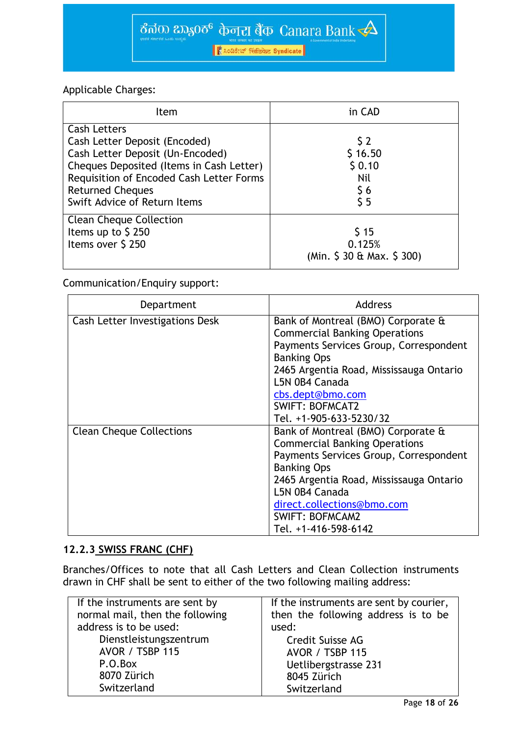Applicable Charges:

| Item | in CAD |
|---|---|
| Cash Letters<br>Cash Letter Deposit (Encoded)<br>Cash Letter Deposit (Un-Encoded)<br>Cheques Deposited (Items in Cash Letter)<br>Requisition of Encoded Cash Letter Forms<br>Returned Cheques<br>Swift Advice of Return Items | <br>$ 2<br>$ 16.50<br>$ 0.10<br>Nil<br>$ 6<br>$ 5 |
| Clean Cheque Collection<br>Items up to $ 250<br>Items over $ 250 | <br>$ 15<br>0.125%<br>(Min. $ 30 & Max. $ 300) |

Communication/Enquiry support:

| Department | Address |
|---|---|
| Cash Letter Investigations Desk | Bank of Montreal (BMO) Corporate & Commercial Banking Operations<br>Payments Services Group, Correspondent Banking Ops<br>2465 Argentia Road, Mississauga Ontario L5N 0B4 Canada<br>cbs.dept@bmo.com<br>SWIFT: BOFMCAT2<br>Tel. +1-905-633-5230/32 |
| Clean Cheque Collections | Bank of Montreal (BMO) Corporate & Commercial Banking Operations<br>Payments Services Group, Correspondent Banking Ops<br>2465 Argentia Road, Mississauga Ontario L5N 0B4 Canada<br>direct.collections@bmo.com<br>SWIFT: BOFMCAM2<br>Tel. +1-416-598-6142 |

### 12.2.3 SWISS FRANC (CHF)

Branches/Offices to note that all Cash Letters and Clean Collection instruments drawn in CHF shall be sent to either of the two following mailing address:

| If the instruments are sent by normal mail, then the following address is to be used: | If the instruments are sent by courier, then the following address is to be used: |
|---|---|
| Dienstleistungszentrum<br>AVOR / TSBP 115<br>P.O.Box<br>8070 Zürich<br>Switzerland | Credit Suisse AG<br>AVOR / TSBP 115<br>Uetlibergstrasse 231<br>8045 Zürich<br>Switzerland |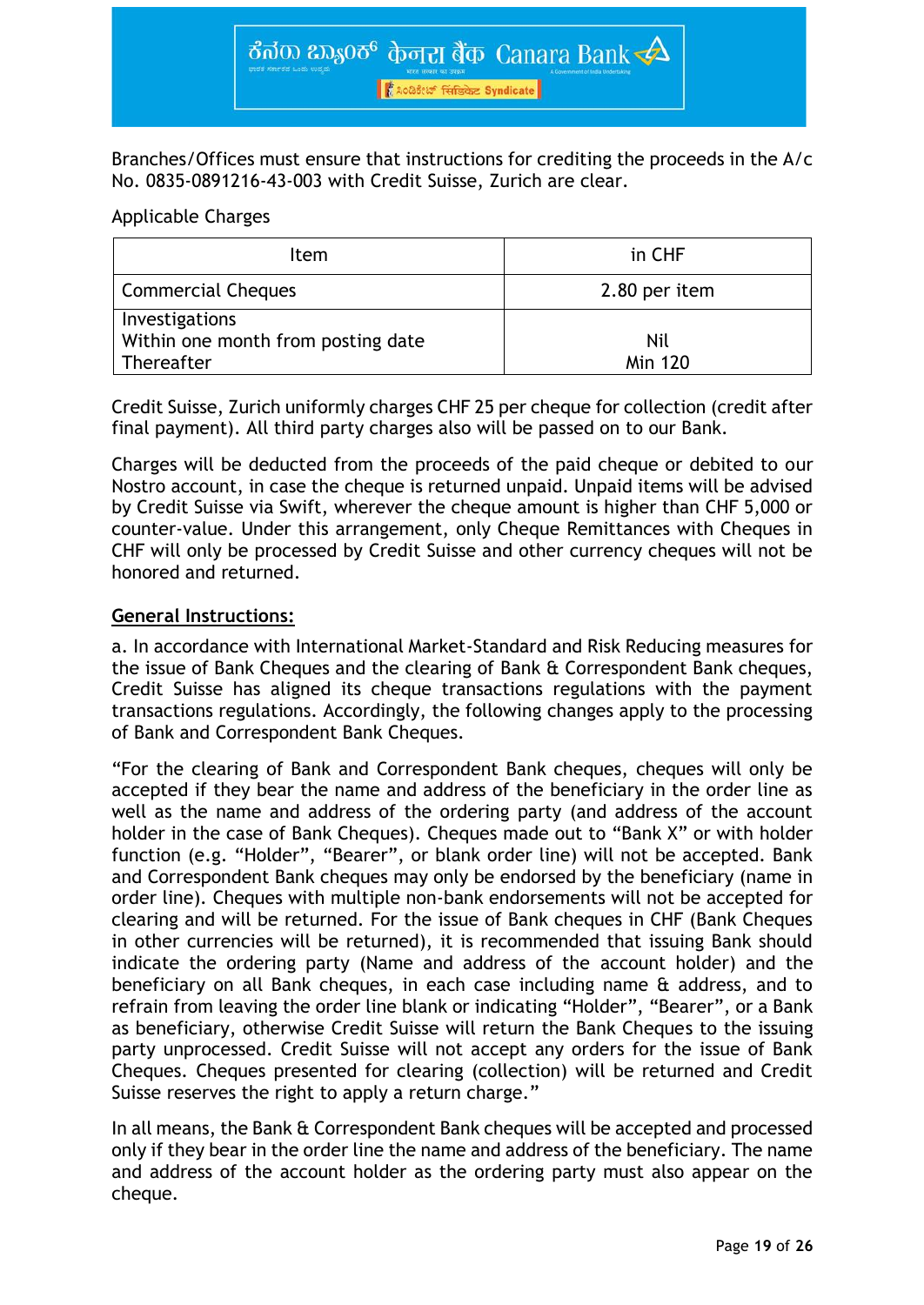Branches/Offices must ensure that instructions for crediting the proceeds in the A/c No. 0835-0891216-43-003 with Credit Suisse, Zurich are clear.

Applicable Charges

| Item | in CHF |
|---|---|
| Commercial Cheques | 2.80 per item |
| Investigations<br>Within one month from posting date<br>Thereafter | <br>Nil<br>Min 120 |

Credit Suisse, Zurich uniformly charges CHF 25 per cheque for collection (credit after final payment). All third party charges also will be passed on to our Bank.

Charges will be deducted from the proceeds of the paid cheque or debited to our Nostro account, in case the cheque is returned unpaid. Unpaid items will be advised by Credit Suisse via Swift, wherever the cheque amount is higher than CHF 5,000 or counter-value. Under this arrangement, only Cheque Remittances with Cheques in CHF will only be processed by Credit Suisse and other currency cheques will not be honored and returned.

**General Instructions:**

a. In accordance with International Market-Standard and Risk Reducing measures for the issue of Bank Cheques and the clearing of Bank & Correspondent Bank cheques, Credit Suisse has aligned its cheque transactions regulations with the payment transactions regulations. Accordingly, the following changes apply to the processing of Bank and Correspondent Bank Cheques.

"For the clearing of Bank and Correspondent Bank cheques, cheques will only be accepted if they bear the name and address of the beneficiary in the order line as well as the name and address of the ordering party (and address of the account holder in the case of Bank Cheques). Cheques made out to "Bank X" or with holder function (e.g. "Holder", "Bearer", or blank order line) will not be accepted. Bank and Correspondent Bank cheques may only be endorsed by the beneficiary (name in order line). Cheques with multiple non-bank endorsements will not be accepted for clearing and will be returned. For the issue of Bank cheques in CHF (Bank Cheques in other currencies will be returned), it is recommended that issuing Bank should indicate the ordering party (Name and address of the account holder) and the beneficiary on all Bank cheques, in each case including name & address, and to refrain from leaving the order line blank or indicating "Holder", "Bearer", or a Bank as beneficiary, otherwise Credit Suisse will return the Bank Cheques to the issuing party unprocessed. Credit Suisse will not accept any orders for the issue of Bank Cheques. Cheques presented for clearing (collection) will be returned and Credit Suisse reserves the right to apply a return charge."

In all means, the Bank & Correspondent Bank cheques will be accepted and processed only if they bear in the order line the name and address of the beneficiary. The name and address of the account holder as the ordering party must also appear on the cheque.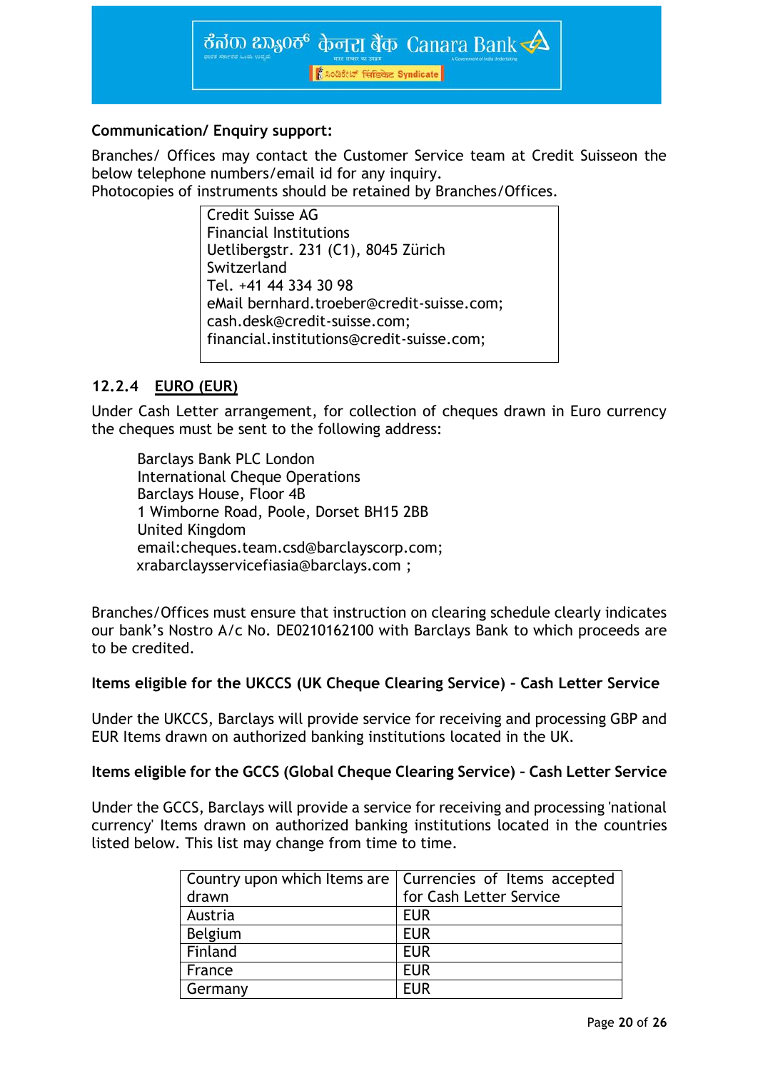**Communication/ Enquiry support:**

Branches/ Offices may contact the Customer Service team at Credit Suisseon the below telephone numbers/email id for any inquiry.
Photocopies of instruments should be retained by Branches/Offices.

| Credit Suisse AG<br>Financial Institutions<br>Uetlibergstr. 231 (C1), 8045 Zürich<br>Switzerland<br>Tel. +41 44 334 30 98<br>eMail bernhard.troeber@credit-suisse.com;<br>cash.desk@credit-suisse.com;<br>financial.institutions@credit-suisse.com; |
|---|

### 12.2.4 EURO (EUR)

Under Cash Letter arrangement, for collection of cheques drawn in Euro currency the cheques must be sent to the following address:

Barclays Bank PLC London
International Cheque Operations
Barclays House, Floor 4B
1 Wimborne Road, Poole, Dorset BH15 2BB
United Kingdom
email:cheques.team.csd@barclayscorp.com;
xrabarclaysservicefiasia@barclays.com ;

Branches/Offices must ensure that instruction on clearing schedule clearly indicates our bank's Nostro A/c No. DE0210162100 with Barclays Bank to which proceeds are to be credited.

**Items eligible for the UKCCS (UK Cheque Clearing Service) - Cash Letter Service**

Under the UKCCS, Barclays will provide service for receiving and processing GBP and EUR Items drawn on authorized banking institutions located in the UK.

**Items eligible for the GCCS (Global Cheque Clearing Service) – Cash Letter Service**

Under the GCCS, Barclays will provide a service for receiving and processing 'national currency' Items drawn on authorized banking institutions located in the countries listed below. This list may change from time to time.

| Country upon which Items are drawn | Currencies of Items accepted for Cash Letter Service |
|---|---|
| Austria | EUR |
| Belgium | EUR |
| Finland | EUR |
| France | EUR |
| Germany | EUR |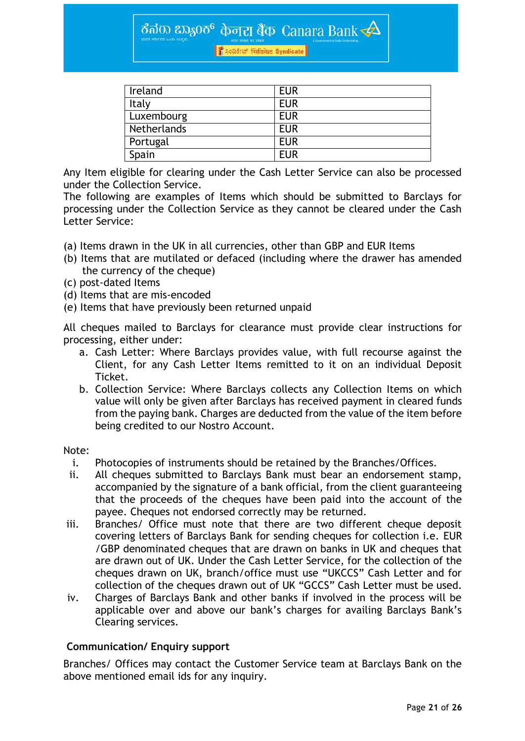| Ireland | EUR |
|---|---|
| Italy | EUR |
| Luxembourg | EUR |
| Netherlands | EUR |
| Portugal | EUR |
| Spain | EUR |

Any Item eligible for clearing under the Cash Letter Service can also be processed under the Collection Service.
The following are examples of Items which should be submitted to Barclays for processing under the Collection Service as they cannot be cleared under the Cash Letter Service:

(a) Items drawn in the UK in all currencies, other than GBP and EUR Items
(b) Items that are mutilated or defaced (including where the drawer has amended the currency of the cheque)
(c) post-dated Items
(d) Items that are mis-encoded
(e) Items that have previously been returned unpaid

All cheques mailed to Barclays for clearance must provide clear instructions for processing, either under:

a. Cash Letter: Where Barclays provides value, with full recourse against the Client, for any Cash Letter Items remitted to it on an individual Deposit Ticket.
b. Collection Service: Where Barclays collects any Collection Items on which value will only be given after Barclays has received payment in cleared funds from the paying bank. Charges are deducted from the value of the item before being credited to our Nostro Account.

Note:

i. Photocopies of instruments should be retained by the Branches/Offices.
ii. All cheques submitted to Barclays Bank must bear an endorsement stamp, accompanied by the signature of a bank official, from the client guaranteeing that the proceeds of the cheques have been paid into the account of the payee. Cheques not endorsed correctly may be returned.
iii. Branches/ Office must note that there are two different cheque deposit covering letters of Barclays Bank for sending cheques for collection i.e. EUR /GBP denominated cheques that are drawn on banks in UK and cheques that are drawn out of UK. Under the Cash Letter Service, for the collection of the cheques drawn on UK, branch/office must use "UKCCS" Cash Letter and for collection of the cheques drawn out of UK "GCCS" Cash Letter must be used.
iv. Charges of Barclays Bank and other banks if involved in the process will be applicable over and above our bank's charges for availing Barclays Bank's Clearing services.

**Communication/ Enquiry support**

Branches/ Offices may contact the Customer Service team at Barclays Bank on the above mentioned email ids for any inquiry.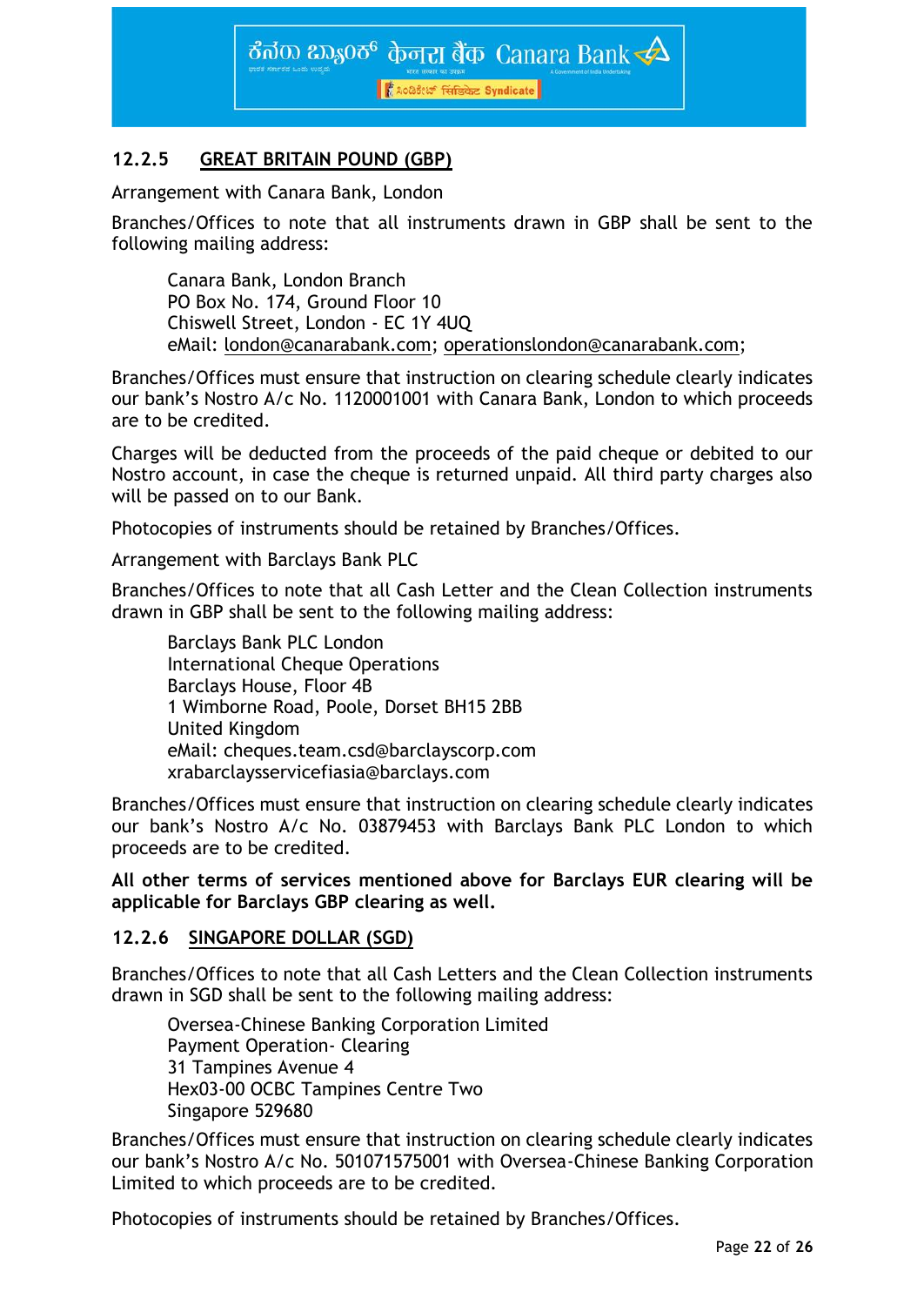### 12.2.5 GREAT BRITAIN POUND (GBP)

Arrangement with Canara Bank, London

Branches/Offices to note that all instruments drawn in GBP shall be sent to the following mailing address:

> Canara Bank, London Branch
> PO Box No. 174, Ground Floor 10
> Chiswell Street, London - EC 1Y 4UQ
> eMail: london@canarabank.com; operationslondon@canarabank.com;

Branches/Offices must ensure that instruction on clearing schedule clearly indicates our bank's Nostro A/c No. 1120001001 with Canara Bank, London to which proceeds are to be credited.

Charges will be deducted from the proceeds of the paid cheque or debited to our Nostro account, in case the cheque is returned unpaid. All third party charges also will be passed on to our Bank.

Photocopies of instruments should be retained by Branches/Offices.

Arrangement with Barclays Bank PLC

Branches/Offices to note that all Cash Letter and the Clean Collection instruments drawn in GBP shall be sent to the following mailing address:

> Barclays Bank PLC London
> International Cheque Operations
> Barclays House, Floor 4B
> 1 Wimborne Road, Poole, Dorset BH15 2BB
> United Kingdom
> eMail: cheques.team.csd@barclayscorp.com
> xrabarclaysservicefiasia@barclays.com

Branches/Offices must ensure that instruction on clearing schedule clearly indicates our bank's Nostro A/c No. 03879453 with Barclays Bank PLC London to which proceeds are to be credited.

**All other terms of services mentioned above for Barclays EUR clearing will be applicable for Barclays GBP clearing as well.**

### 12.2.6 SINGAPORE DOLLAR (SGD)

Branches/Offices to note that all Cash Letters and the Clean Collection instruments drawn in SGD shall be sent to the following mailing address:

> Oversea-Chinese Banking Corporation Limited
> Payment Operation- Clearing
> 31 Tampines Avenue 4
> Hex03-00 OCBC Tampines Centre Two
> Singapore 529680

Branches/Offices must ensure that instruction on clearing schedule clearly indicates our bank's Nostro A/c No. 501071575001 with Oversea-Chinese Banking Corporation Limited to which proceeds are to be credited.

Photocopies of instruments should be retained by Branches/Offices.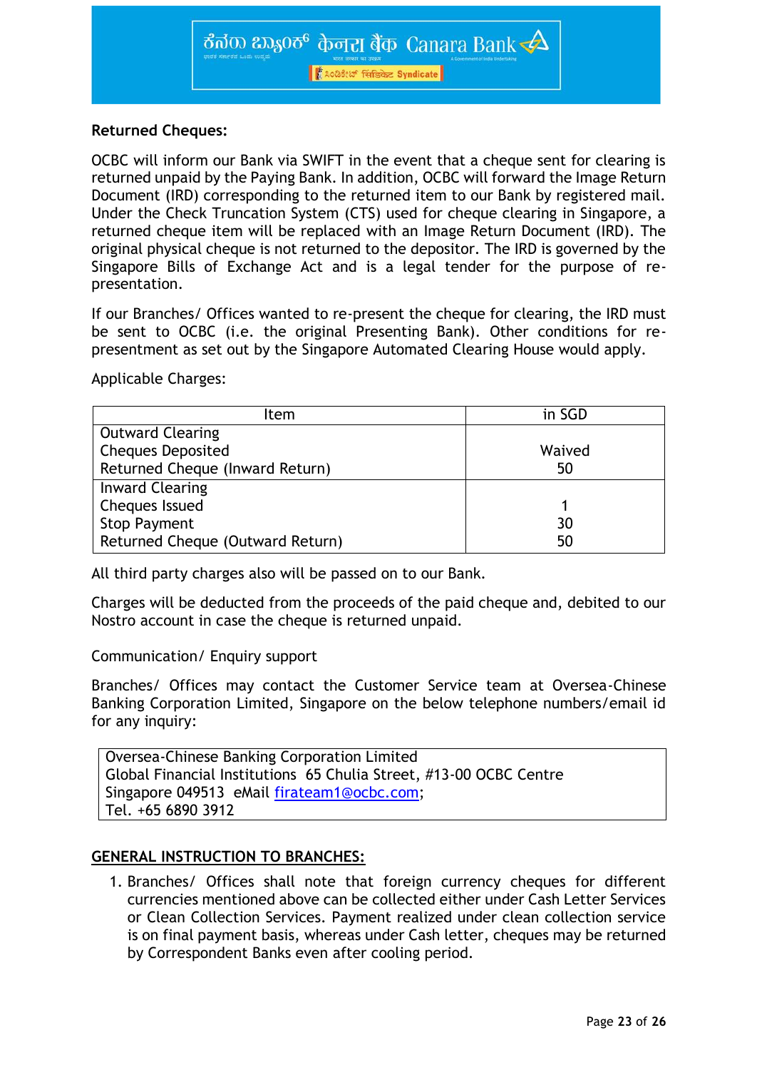**Returned Cheques:**

OCBC will inform our Bank via SWIFT in the event that a cheque sent for clearing is returned unpaid by the Paying Bank. In addition, OCBC will forward the Image Return Document (IRD) corresponding to the returned item to our Bank by registered mail. Under the Check Truncation System (CTS) used for cheque clearing in Singapore, a returned cheque item will be replaced with an Image Return Document (IRD). The original physical cheque is not returned to the depositor. The IRD is governed by the Singapore Bills of Exchange Act and is a legal tender for the purpose of re-presentation.

If our Branches/ Offices wanted to re-present the cheque for clearing, the IRD must be sent to OCBC (i.e. the original Presenting Bank). Other conditions for re-presentment as set out by the Singapore Automated Clearing House would apply.

Applicable Charges:

| Item | in SGD |
|---|---|
| Outward Clearing | |
| Cheques Deposited | Waived |
| Returned Cheque (Inward Return) | 50 |
| Inward Clearing | |
| Cheques Issued | 1 |
| Stop Payment | 30 |
| Returned Cheque (Outward Return) | 50 |

All third party charges also will be passed on to our Bank.

Charges will be deducted from the proceeds of the paid cheque and, debited to our Nostro account in case the cheque is returned unpaid.

Communication/ Enquiry support

Branches/ Offices may contact the Customer Service team at Oversea-Chinese Banking Corporation Limited, Singapore on the below telephone numbers/email id for any inquiry:

| Oversea-Chinese Banking Corporation Limited<br>Global Financial Institutions 65 Chulia Street, #13-00 OCBC Centre<br>Singapore 049513 eMail firateam1@ocbc.com;<br>Tel. +65 6890 3912 |
|---|

## GENERAL INSTRUCTION TO BRANCHES:

1. Branches/ Offices shall note that foreign currency cheques for different currencies mentioned above can be collected either under Cash Letter Services or Clean Collection Services. Payment realized under clean collection service is on final payment basis, whereas under Cash letter, cheques may be returned by Correspondent Banks even after cooling period.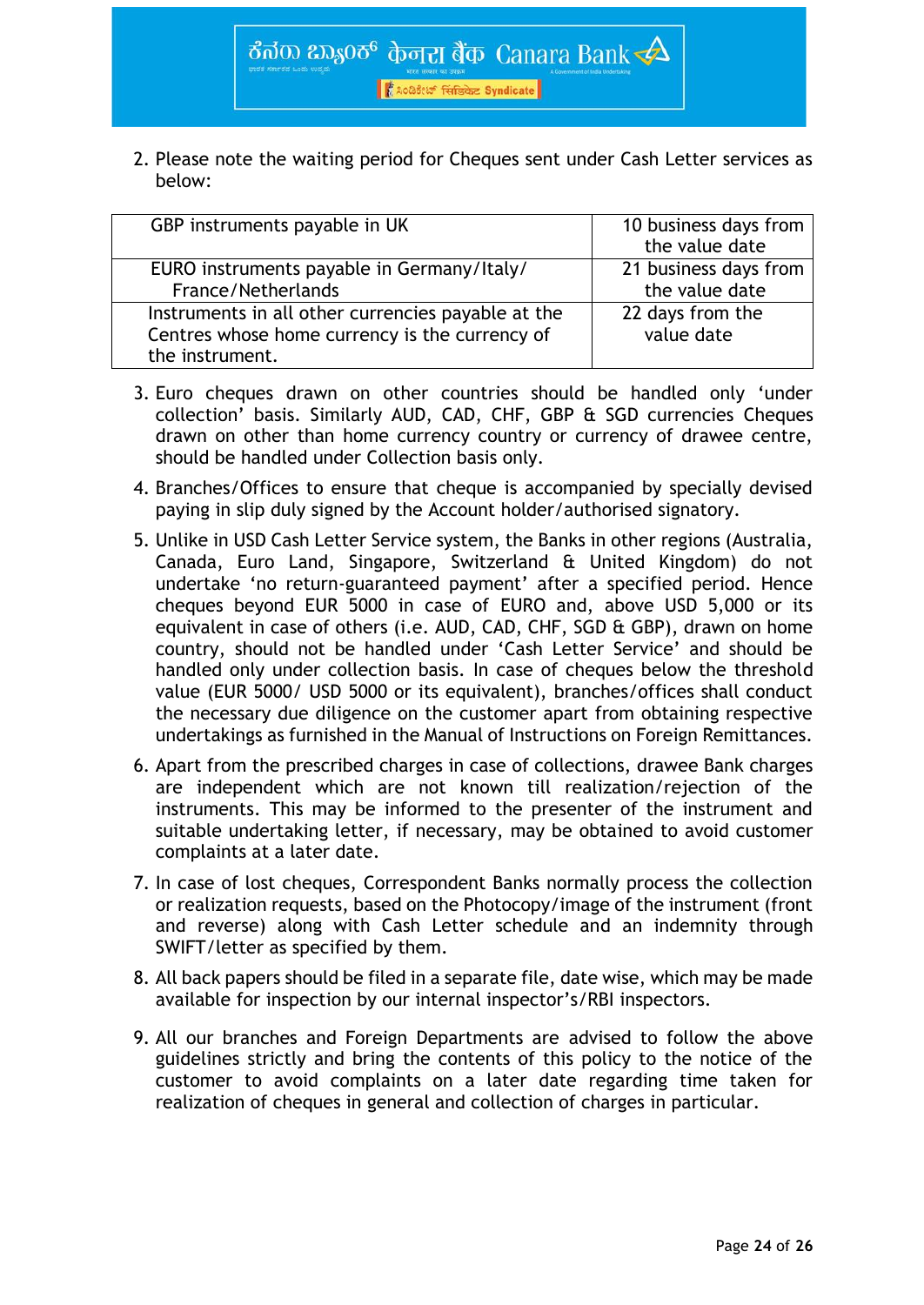2. Please note the waiting period for Cheques sent under Cash Letter services as below:

| GBP instruments payable in UK | 10 business days from the value date |
|---|---|
| EURO instruments payable in Germany/Italy/ France/Netherlands | 21 business days from the value date |
| Instruments in all other currencies payable at the Centres whose home currency is the currency of the instrument. | 22 days from the value date |

3. Euro cheques drawn on other countries should be handled only 'under collection' basis. Similarly AUD, CAD, CHF, GBP & SGD currencies Cheques drawn on other than home currency country or currency of drawee centre, should be handled under Collection basis only.

4. Branches/Offices to ensure that cheque is accompanied by specially devised paying in slip duly signed by the Account holder/authorised signatory.

5. Unlike in USD Cash Letter Service system, the Banks in other regions (Australia, Canada, Euro Land, Singapore, Switzerland & United Kingdom) do not undertake 'no return-guaranteed payment' after a specified period. Hence cheques beyond EUR 5000 in case of EURO and, above USD 5,000 or its equivalent in case of others (i.e. AUD, CAD, CHF, SGD & GBP), drawn on home country, should not be handled under 'Cash Letter Service' and should be handled only under collection basis. In case of cheques below the threshold value (EUR 5000/ USD 5000 or its equivalent), branches/offices shall conduct the necessary due diligence on the customer apart from obtaining respective undertakings as furnished in the Manual of Instructions on Foreign Remittances.

6. Apart from the prescribed charges in case of collections, drawee Bank charges are independent which are not known till realization/rejection of the instruments. This may be informed to the presenter of the instrument and suitable undertaking letter, if necessary, may be obtained to avoid customer complaints at a later date.

7. In case of lost cheques, Correspondent Banks normally process the collection or realization requests, based on the Photocopy/image of the instrument (front and reverse) along with Cash Letter schedule and an indemnity through SWIFT/letter as specified by them.

8. All back papers should be filed in a separate file, date wise, which may be made available for inspection by our internal inspector's/RBI inspectors.

9. All our branches and Foreign Departments are advised to follow the above guidelines strictly and bring the contents of this policy to the notice of the customer to avoid complaints on a later date regarding time taken for realization of cheques in general and collection of charges in particular.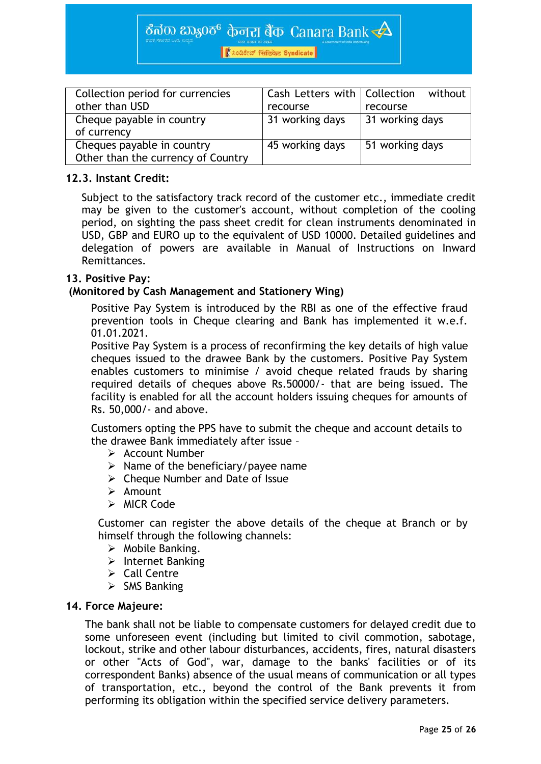| Collection period for currencies other than USD | Cash Letters with recourse | Collection without recourse |
|---|---|---|
| Cheque payable in country of currency | 31 working days | 31 working days |
| Cheques payable in country Other than the currency of Country | 45 working days | 51 working days |

### 12.3. Instant Credit:

Subject to the satisfactory track record of the customer etc., immediate credit may be given to the customer's account, without completion of the cooling period, on sighting the pass sheet credit for clean instruments denominated in USD, GBP and EURO up to the equivalent of USD 10000. Detailed guidelines and delegation of powers are available in Manual of Instructions on Inward Remittances.

## 13. Positive Pay:

**(Monitored by Cash Management and Stationery Wing)**

Positive Pay System is introduced by the RBI as one of the effective fraud prevention tools in Cheque clearing and Bank has implemented it w.e.f. 01.01.2021.

Positive Pay System is a process of reconfirming the key details of high value cheques issued to the drawee Bank by the customers. Positive Pay System enables customers to minimise / avoid cheque related frauds by sharing required details of cheques above Rs.50000/- that are being issued. The facility is enabled for all the account holders issuing cheques for amounts of Rs. 50,000/- and above.

Customers opting the PPS have to submit the cheque and account details to the drawee Bank immediately after issue –

- Account Number
- Name of the beneficiary/payee name
- Cheque Number and Date of Issue
- Amount
- MICR Code

Customer can register the above details of the cheque at Branch or by himself through the following channels:

- Mobile Banking.
- Internet Banking
- Call Centre
- SMS Banking

## 14. Force Majeure:

The bank shall not be liable to compensate customers for delayed credit due to some unforeseen event (including but limited to civil commotion, sabotage, lockout, strike and other labour disturbances, accidents, fires, natural disasters or other "Acts of God", war, damage to the banks' facilities or of its correspondent Banks) absence of the usual means of communication or all types of transportation, etc., beyond the control of the Bank prevents it from performing its obligation within the specified service delivery parameters.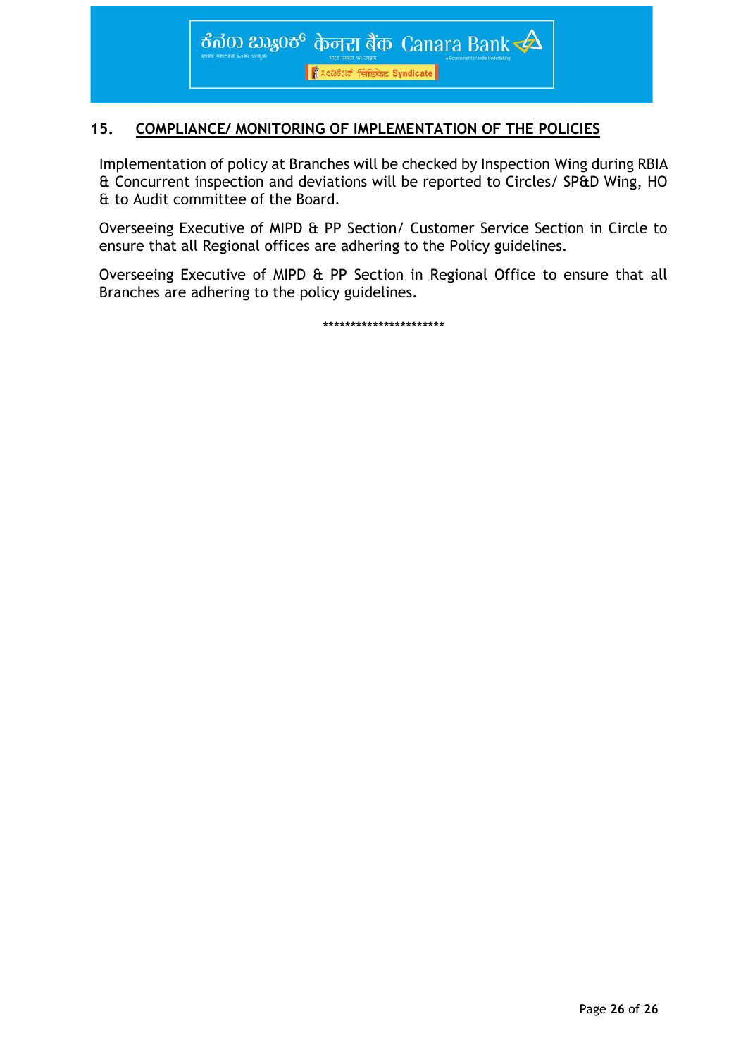## 15. COMPLIANCE/ MONITORING OF IMPLEMENTATION OF THE POLICIES

Implementation of policy at Branches will be checked by Inspection Wing during RBIA & Concurrent inspection and deviations will be reported to Circles/ SP&D Wing, HO & to Audit committee of the Board.

Overseeing Executive of MIPD & PP Section/ Customer Service Section in Circle to ensure that all Regional offices are adhering to the Policy guidelines.

Overseeing Executive of MIPD & PP Section in Regional Office to ensure that all Branches are adhering to the policy guidelines.

**********************